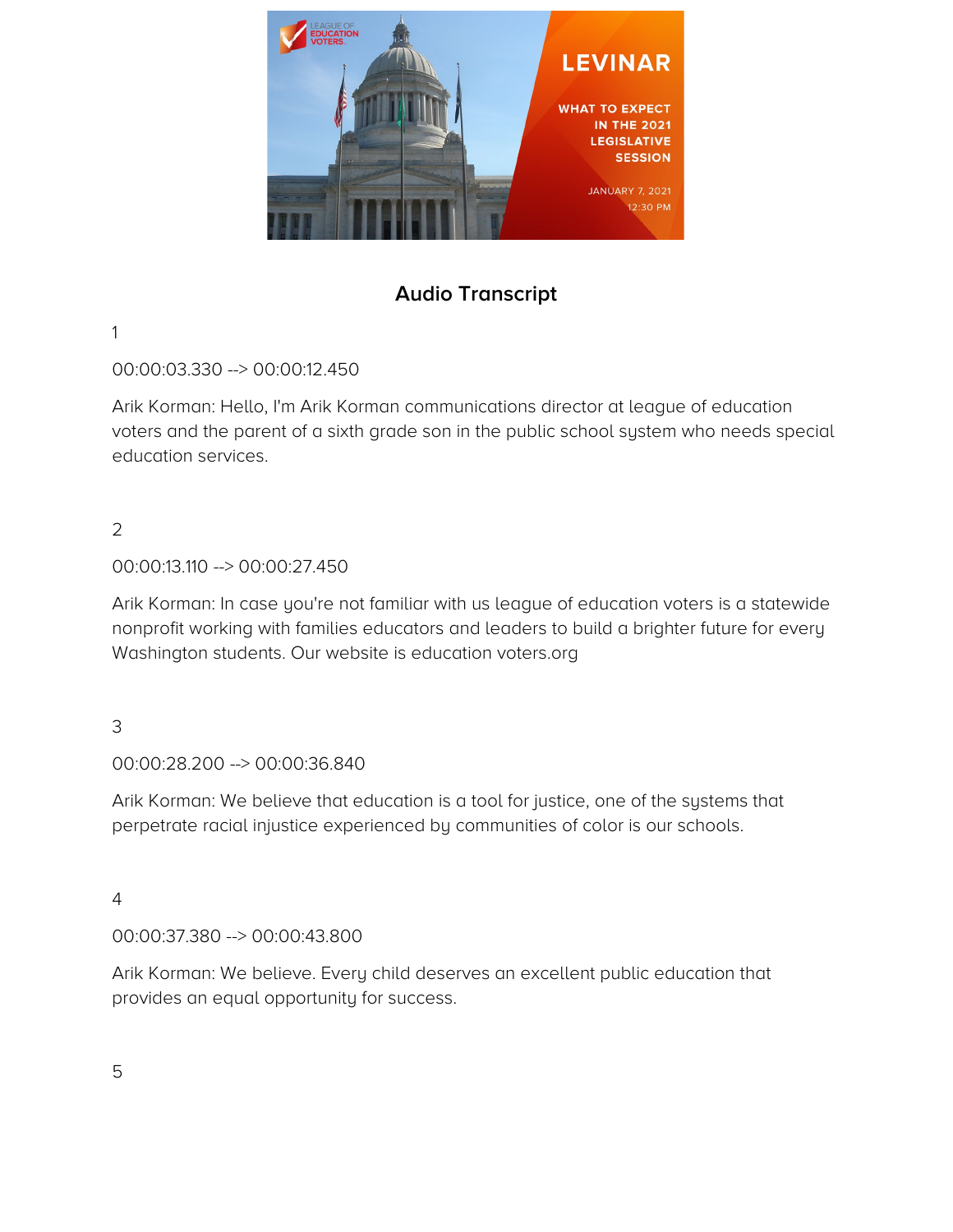## Audio Transcript

1

00:00:03.330 --> 00:00:12.450

Arik Korman: Hello, I'm Arik Korman communications director at league of education voters and the parent of a sixth grade son in the public school system who needs special education services.

2

00:00:13.110 --> 00:00:27.450

Arik Korman: In case you're not familiar with us league of education voters is a statewide nonprofit working with families educators and leaders to build a brighter future for every Washington students. Our website is education voters.org

3

00:00:28.200 --> 00:00:36.840

Arik Korman: We believe that education is a tool for justice, one of the systems that perpetrate racial injustice experienced by communities of color is our schools.

4

00:00:37.380 --> 00:00:43.800

Arik Korman: We believe. Every child deserves an excellent public education that provides an equal opportunity for success.

5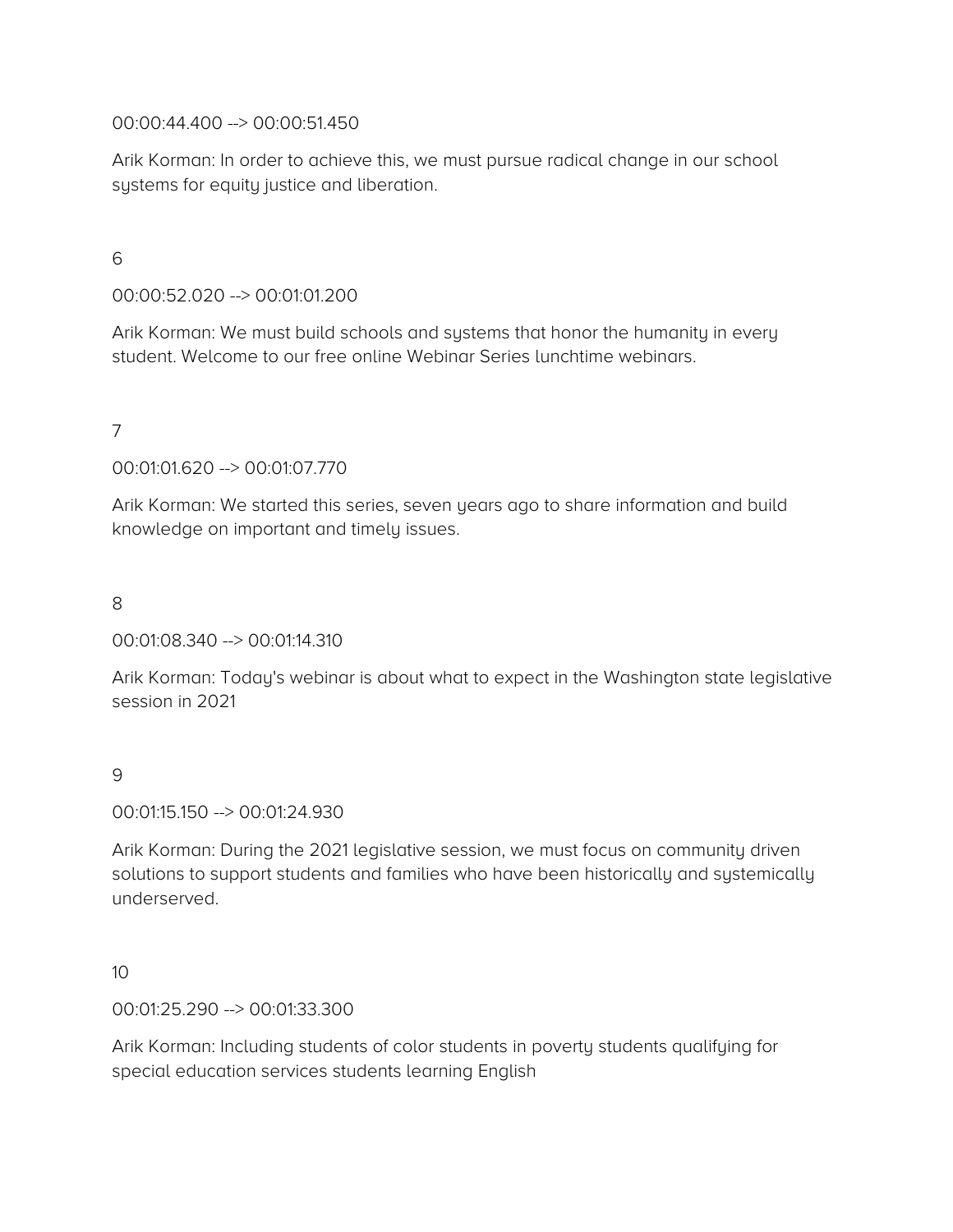00:00:44.400 --> 00:00:51.450

Arik Korman: In order to achieve this, we must pursue radical change in our school systems for equity justice and liberation.

6

00:00:52.020 --> 00:01:01.200

Arik Korman: We must build schools and systems that honor the humanity in every student. Welcome to our free online Webinar Series lunchtime webinars.

7

00:01:01.620 --> 00:01:07.770

Arik Korman: We started this series, seven years ago to share information and build knowledge on important and timely issues.

8

00:01:08.340 --> 00:01:14.310

Arik Korman: Today's webinar is about what to expect in the Washington state legislative session in 2021

9

00:01:15.150 --> 00:01:24.930

Arik Korman: During the 2021 legislative session, we must focus on community driven solutions to support students and families who have been historically and systemically underserved.

10

00:01:25.290 --> 00:01:33.300

Arik Korman: Including students of color students in poverty students qualifying for special education services students learning English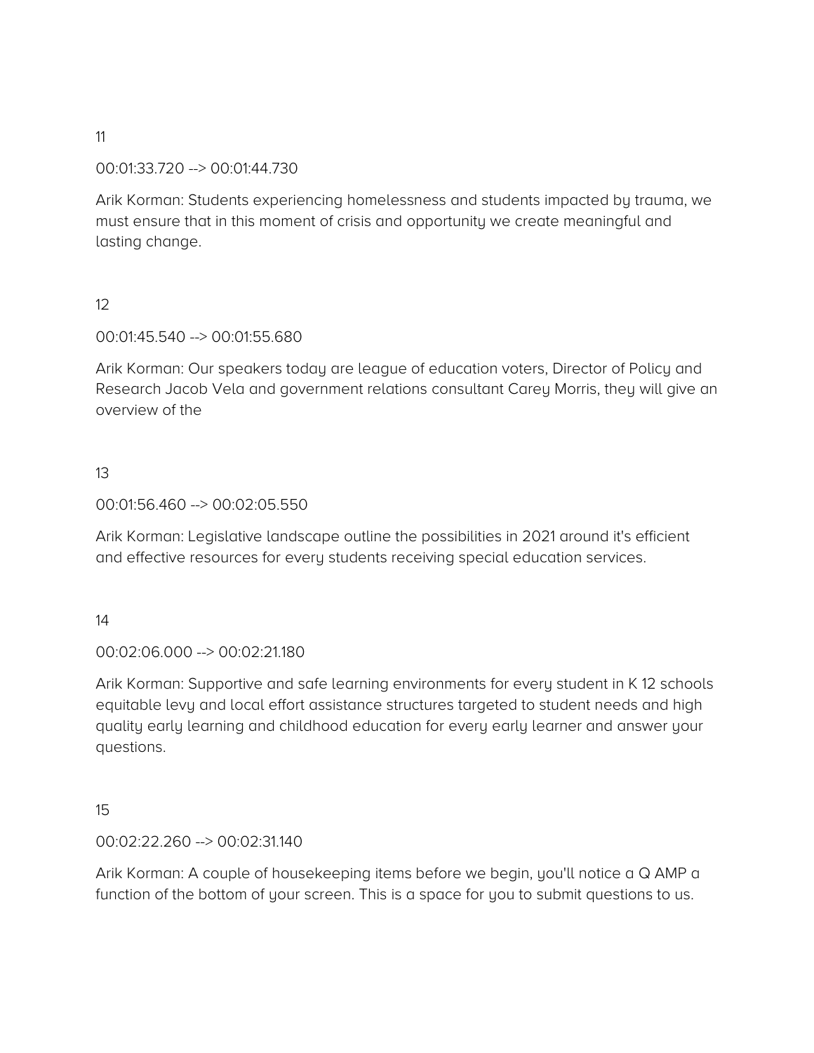11

00:01:33.720 --> 00:01:44.730

Arik Korman: Students experiencing homelessness and students impacted by trauma, we must ensure that in this moment of crisis and opportunity we create meaningful and lasting change.

12

00:01:45.540 --> 00:01:55.680

Arik Korman: Our speakers today are league of education voters, Director of Policy and Research Jacob Vela and government relations consultant Carey Morris, they will give an overview of the

13

00:01:56.460 --> 00:02:05.550

Arik Korman: Legislative landscape outline the possibilities in 2021 around it's efficient and effective resources for every students receiving special education services.

14

00:02:06.000 --> 00:02:21.180

Arik Korman: Supportive and safe learning environments for every student in K 12 schools equitable levy and local effort assistance structures targeted to student needs and high quality early learning and childhood education for every early learner and answer your questions.

15

00:02:22.260 --> 00:02:31.140

Arik Korman: A couple of housekeeping items before we begin, you'll notice a Q AMP a function of the bottom of your screen. This is a space for you to submit questions to us.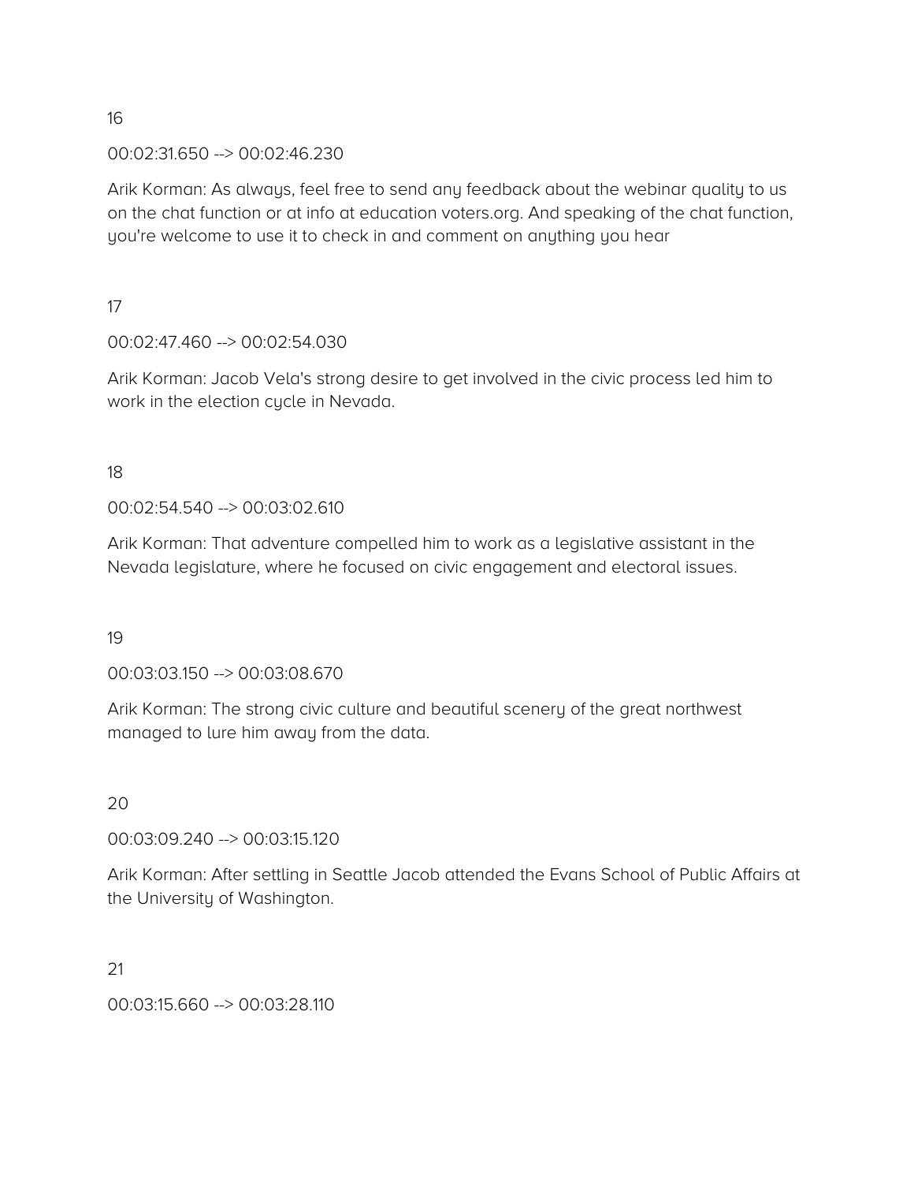16

00:02:31.650 --> 00:02:46.230

Arik Korman: As always, feel free to send any feedback about the webinar quality to us on the chat function or at info at education voters.org. And speaking of the chat function, you're welcome to use it to check in and comment on anything you hear

17

00:02:47.460 --> 00:02:54.030

Arik Korman: Jacob Vela's strong desire to get involved in the civic process led him to work in the election cycle in Nevada.

18

00:02:54.540 --> 00:03:02.610

Arik Korman: That adventure compelled him to work as a legislative assistant in the Nevada legislature, where he focused on civic engagement and electoral issues.

19

00:03:03.150 --> 00:03:08.670

Arik Korman: The strong civic culture and beautiful scenery of the great northwest managed to lure him away from the data.

20

00:03:09.240 --> 00:03:15.120

Arik Korman: After settling in Seattle Jacob attended the Evans School of Public Affairs at the University of Washington.

21

00:03:15.660 --> 00:03:28.110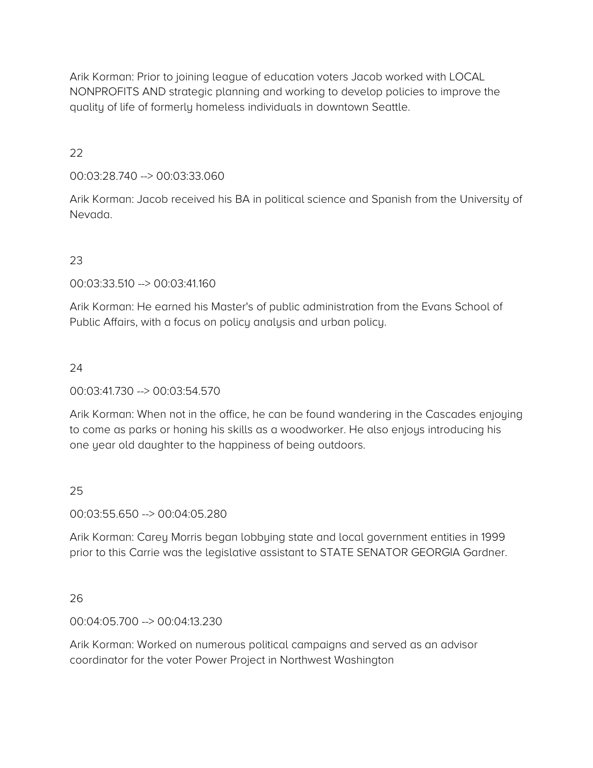Arik Korman: Prior to joining league of education voters Jacob worked with LOCAL NONPROFITS AND strategic planning and working to develop policies to improve the quality of life of formerly homeless individuals in downtown Seattle.

22

00:03:28.740 --> 00:03:33.060

Arik Korman: Jacob received his BA in political science and Spanish from the University of Nevada.

23

00:03:33.510 --> 00:03:41.160

Arik Korman: He earned his Master's of public administration from the Evans School of Public Affairs, with a focus on policy analysis and urban policy.

24

00:03:41.730 --> 00:03:54.570

Arik Korman: When not in the office, he can be found wandering in the Cascades enjoying to come as parks or honing his skills as a woodworker. He also enjoys introducing his one year old daughter to the happiness of being outdoors.

25

00:03:55.650 --> 00:04:05.280

Arik Korman: Carey Morris began lobbying state and local government entities in 1999 prior to this Carrie was the legislative assistant to STATE SENATOR GEORGIA Gardner.

26

00:04:05.700 --> 00:04:13.230

Arik Korman: Worked on numerous political campaigns and served as an advisor coordinator for the voter Power Project in Northwest Washington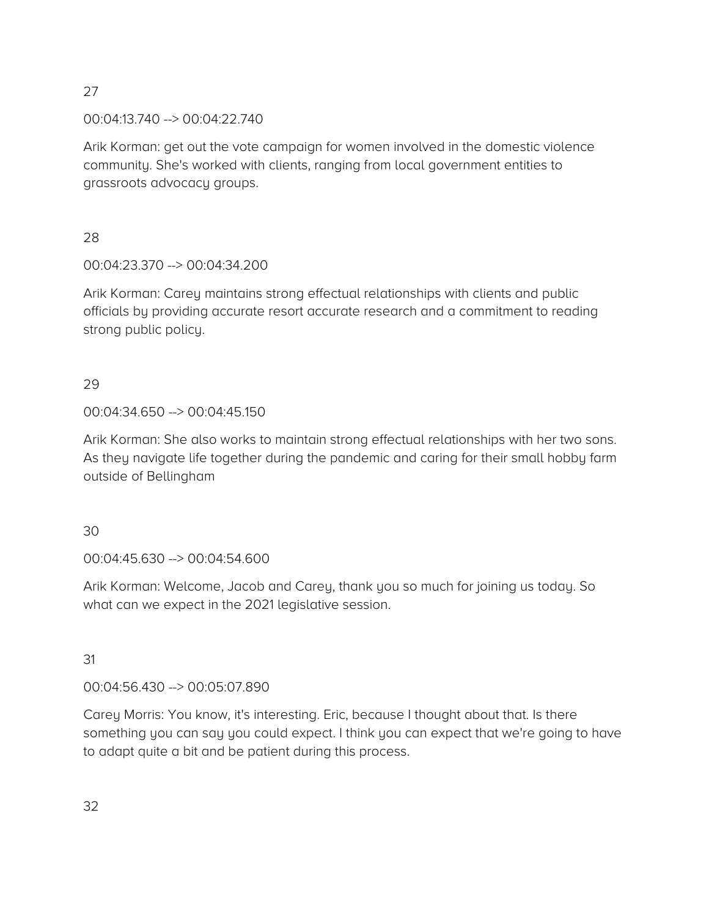27

00:04:13.740 --> 00:04:22.740

Arik Korman: get out the vote campaign for women involved in the domestic violence community. She's worked with clients, ranging from local government entities to grassroots advocacy groups.

28

00:04:23.370 --> 00:04:34.200

Arik Korman: Carey maintains strong effectual relationships with clients and public officials by providing accurate resort accurate research and a commitment to reading strong public policy.

29

00:04:34.650 --> 00:04:45.150

Arik Korman: She also works to maintain strong effectual relationships with her two sons. As they navigate life together during the pandemic and caring for their small hobby farm outside of Bellingham

30

00:04:45.630 --> 00:04:54.600

Arik Korman: Welcome, Jacob and Carey, thank you so much for joining us today. So what can we expect in the 2021 legislative session.

31

00:04:56.430 --> 00:05:07.890

Carey Morris: You know, it's interesting. Eric, because I thought about that. Is there something you can say you could expect. I think you can expect that we're going to have to adapt quite a bit and be patient during this process.

32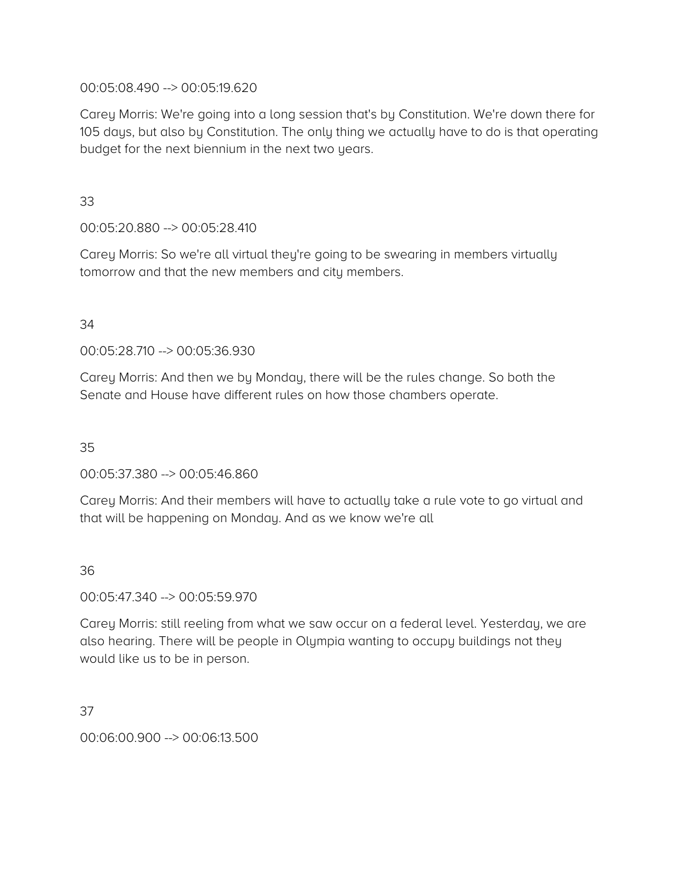00:05:08.490 --> 00:05:19.620

Carey Morris: We're going into a long session that's by Constitution. We're down there for 105 days, but also by Constitution. The only thing we actually have to do is that operating budget for the next biennium in the next two years.

33

00:05:20.880 --> 00:05:28.410

Carey Morris: So we're all virtual they're going to be swearing in members virtually tomorrow and that the new members and city members.

34

00:05:28.710 --> 00:05:36.930

Carey Morris: And then we by Monday, there will be the rules change. So both the Senate and House have different rules on how those chambers operate.

35

00:05:37.380 --> 00:05:46.860

Carey Morris: And their members will have to actually take a rule vote to go virtual and that will be happening on Monday. And as we know we're all

36

00:05:47.340 --> 00:05:59.970

Carey Morris: still reeling from what we saw occur on a federal level. Yesterday, we are also hearing. There will be people in Olympia wanting to occupy buildings not they would like us to be in person.

37

00:06:00.900 --> 00:06:13.500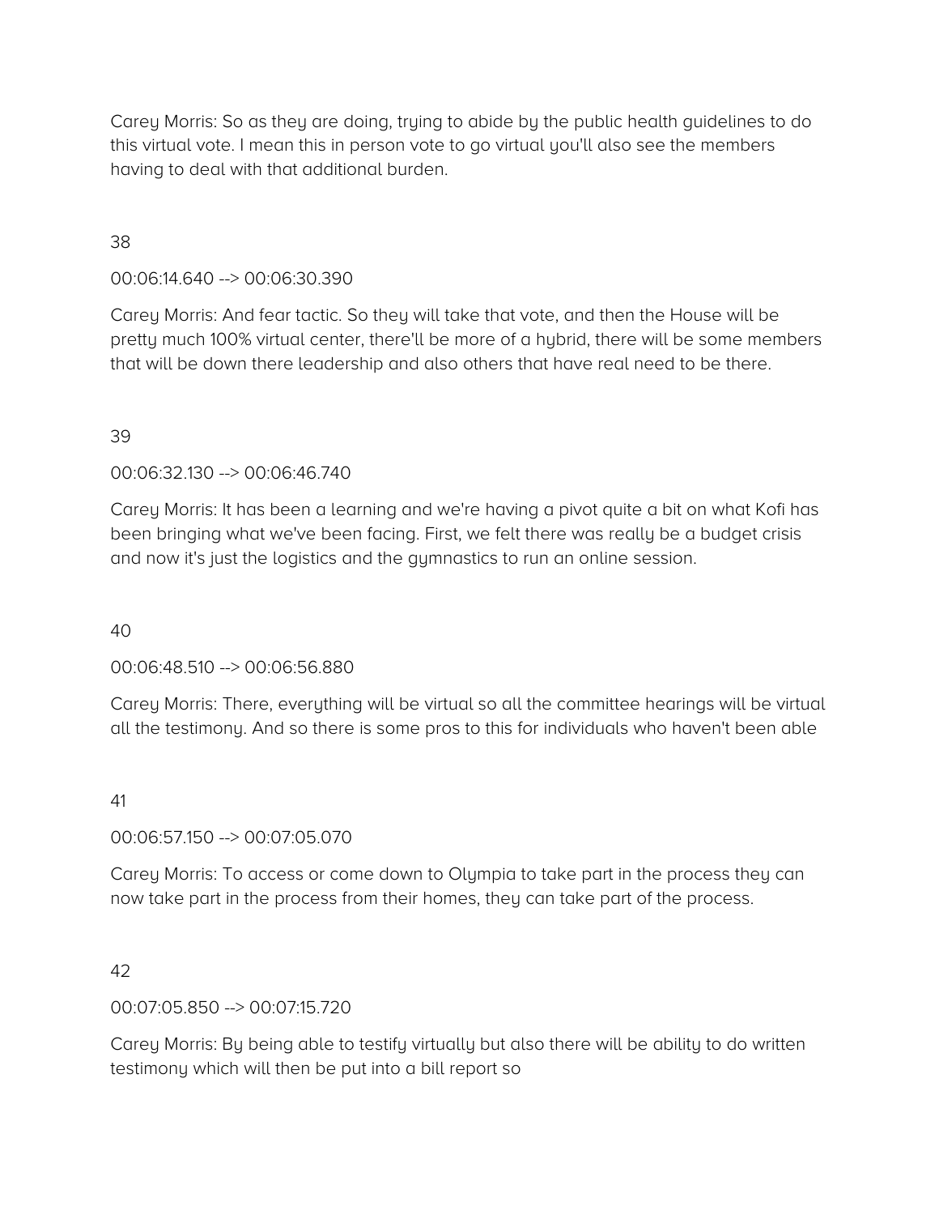Carey Morris: So as they are doing, trying to abide by the public health guidelines to do this virtual vote. I mean this in person vote to go virtual you'll also see the members having to deal with that additional burden.

38

00:06:14.640 --> 00:06:30.390

Carey Morris: And fear tactic. So they will take that vote, and then the House will be pretty much 100% virtual center, there'll be more of a hybrid, there will be some members that will be down there leadership and also others that have real need to be there.

39

00:06:32.130 --> 00:06:46.740

Carey Morris: It has been a learning and we're having a pivot quite a bit on what Kofi has been bringing what we've been facing. First, we felt there was really be a budget crisis and now it's just the logistics and the gymnastics to run an online session.

40

00:06:48.510 --> 00:06:56.880

Carey Morris: There, everything will be virtual so all the committee hearings will be virtual all the testimony. And so there is some pros to this for individuals who haven't been able

41

00:06:57.150 --> 00:07:05.070

Carey Morris: To access or come down to Olympia to take part in the process they can now take part in the process from their homes, they can take part of the process.

42

00:07:05.850 --> 00:07:15.720

Carey Morris: By being able to testify virtually but also there will be ability to do written testimony which will then be put into a bill report so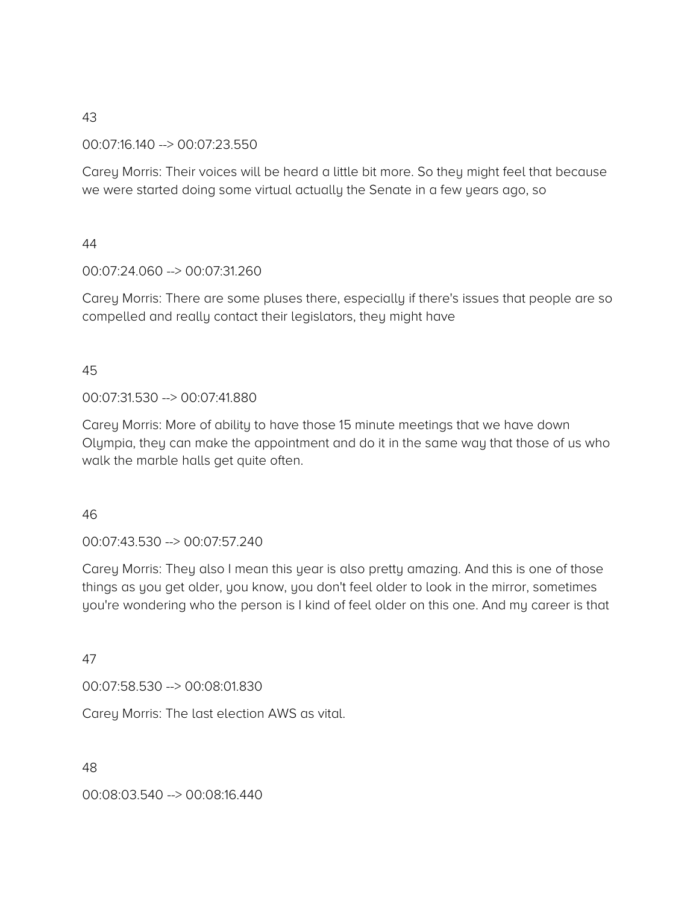43

00:07:16.140 --> 00:07:23.550

Carey Morris: Their voices will be heard a little bit more. So they might feel that because we were started doing some virtual actually the Senate in a few years ago, so

44

00:07:24.060 --> 00:07:31.260

Carey Morris: There are some pluses there, especially if there's issues that people are so compelled and really contact their legislators, they might have

45

00:07:31.530 --> 00:07:41.880

Carey Morris: More of ability to have those 15 minute meetings that we have down Olympia, they can make the appointment and do it in the same way that those of us who walk the marble halls get quite often.

46

00:07:43.530 --> 00:07:57.240

Carey Morris: They also I mean this year is also pretty amazing. And this is one of those things as you get older, you know, you don't feel older to look in the mirror, sometimes you're wondering who the person is I kind of feel older on this one. And my career is that

47

00:07:58.530 --> 00:08:01.830

Carey Morris: The last election AWS as vital.

48

00:08:03.540 --> 00:08:16.440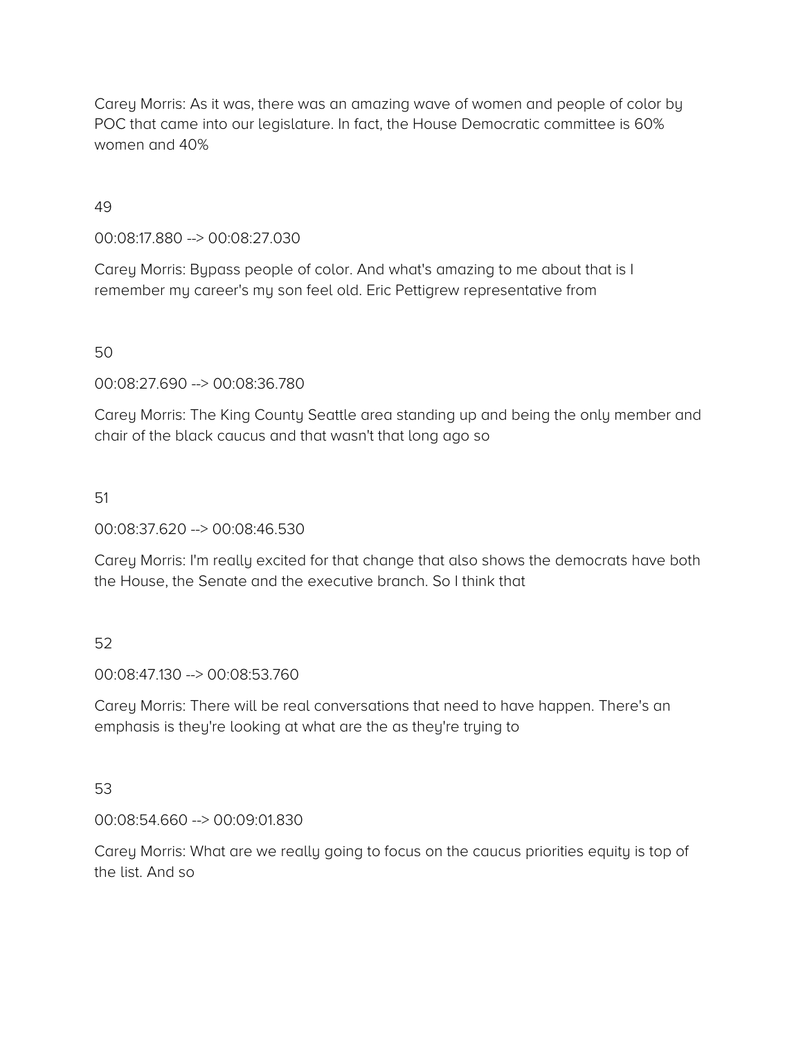Carey Morris: As it was, there was an amazing wave of women and people of color by POC that came into our legislature. In fact, the House Democratic committee is 60% women and 40%

49

00:08:17.880 --> 00:08:27.030

Carey Morris: Bypass people of color. And what's amazing to me about that is I remember my career's my son feel old. Eric Pettigrew representative from

50

00:08:27.690 --> 00:08:36.780

Carey Morris: The King County Seattle area standing up and being the only member and chair of the black caucus and that wasn't that long ago so

51

00:08:37.620 --> 00:08:46.530

Carey Morris: I'm really excited for that change that also shows the democrats have both the House, the Senate and the executive branch. So I think that

52

00:08:47.130 --> 00:08:53.760

Carey Morris: There will be real conversations that need to have happen. There's an emphasis is they're looking at what are the as they're trying to

53

00:08:54.660 --> 00:09:01.830

Carey Morris: What are we really going to focus on the caucus priorities equity is top of the list. And so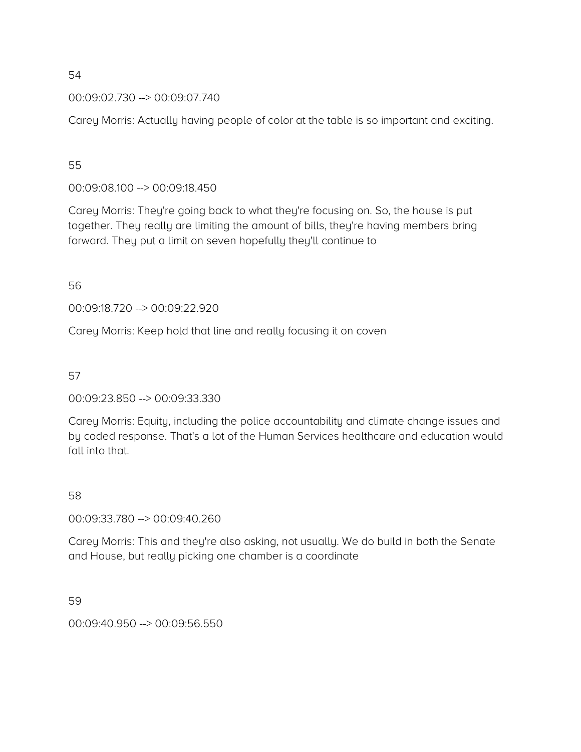54

00:09:02.730 --> 00:09:07.740

Carey Morris: Actually having people of color at the table is so important and exciting.

55

00:09:08.100 --> 00:09:18.450

Carey Morris: They're going back to what they're focusing on. So, the house is put together. They really are limiting the amount of bills, they're having members bring forward. They put a limit on seven hopefully they'll continue to

56

00:09:18.720 --> 00:09:22.920

Carey Morris: Keep hold that line and really focusing it on coven

57

00:09:23.850 --> 00:09:33.330

Carey Morris: Equity, including the police accountability and climate change issues and by coded response. That's a lot of the Human Services healthcare and education would fall into that.

58

00:09:33.780 --> 00:09:40.260

Carey Morris: This and they're also asking, not usually. We do build in both the Senate and House, but really picking one chamber is a coordinate

59

00:09:40.950 --> 00:09:56.550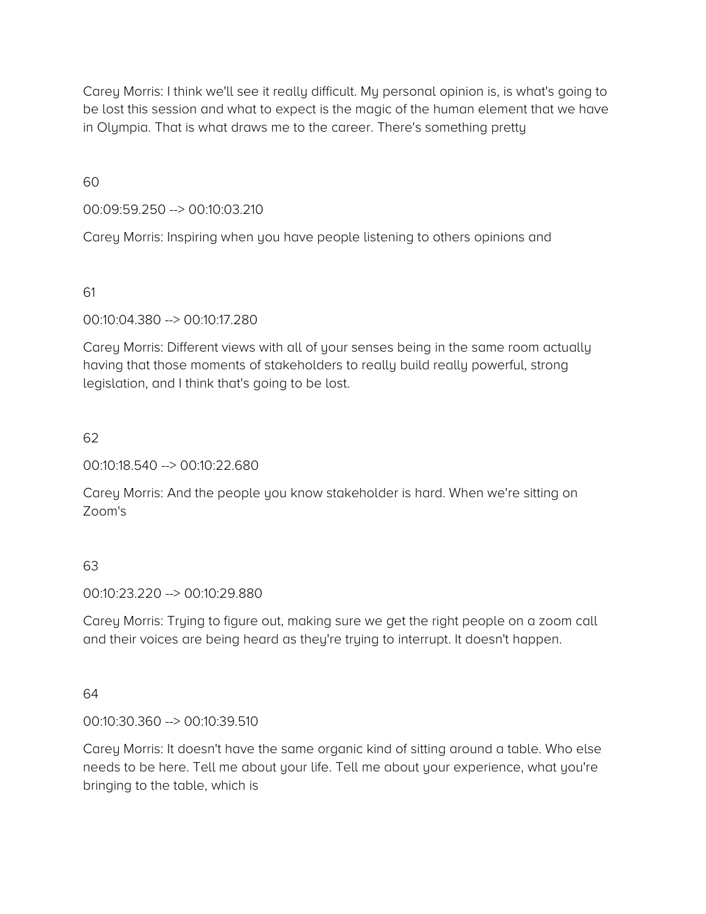Carey Morris: I think we'll see it really difficult. My personal opinion is, is what's going to be lost this session and what to expect is the magic of the human element that we have in Olympia. That is what draws me to the career. There's something pretty

60

00:09:59.250 --> 00:10:03.210

Carey Morris: Inspiring when you have people listening to others opinions and

61

00:10:04.380 --> 00:10:17.280

Carey Morris: Different views with all of your senses being in the same room actually having that those moments of stakeholders to really build really powerful, strong legislation, and I think that's going to be lost.

62

00:10:18.540 --> 00:10:22.680

Carey Morris: And the people you know stakeholder is hard. When we're sitting on Zoom's

63

00:10:23.220 --> 00:10:29.880

Carey Morris: Trying to figure out, making sure we get the right people on a zoom call and their voices are being heard as they're trying to interrupt. It doesn't happen.

64

00:10:30.360 --> 00:10:39.510

Carey Morris: It doesn't have the same organic kind of sitting around a table. Who else needs to be here. Tell me about your life. Tell me about your experience, what you're bringing to the table, which is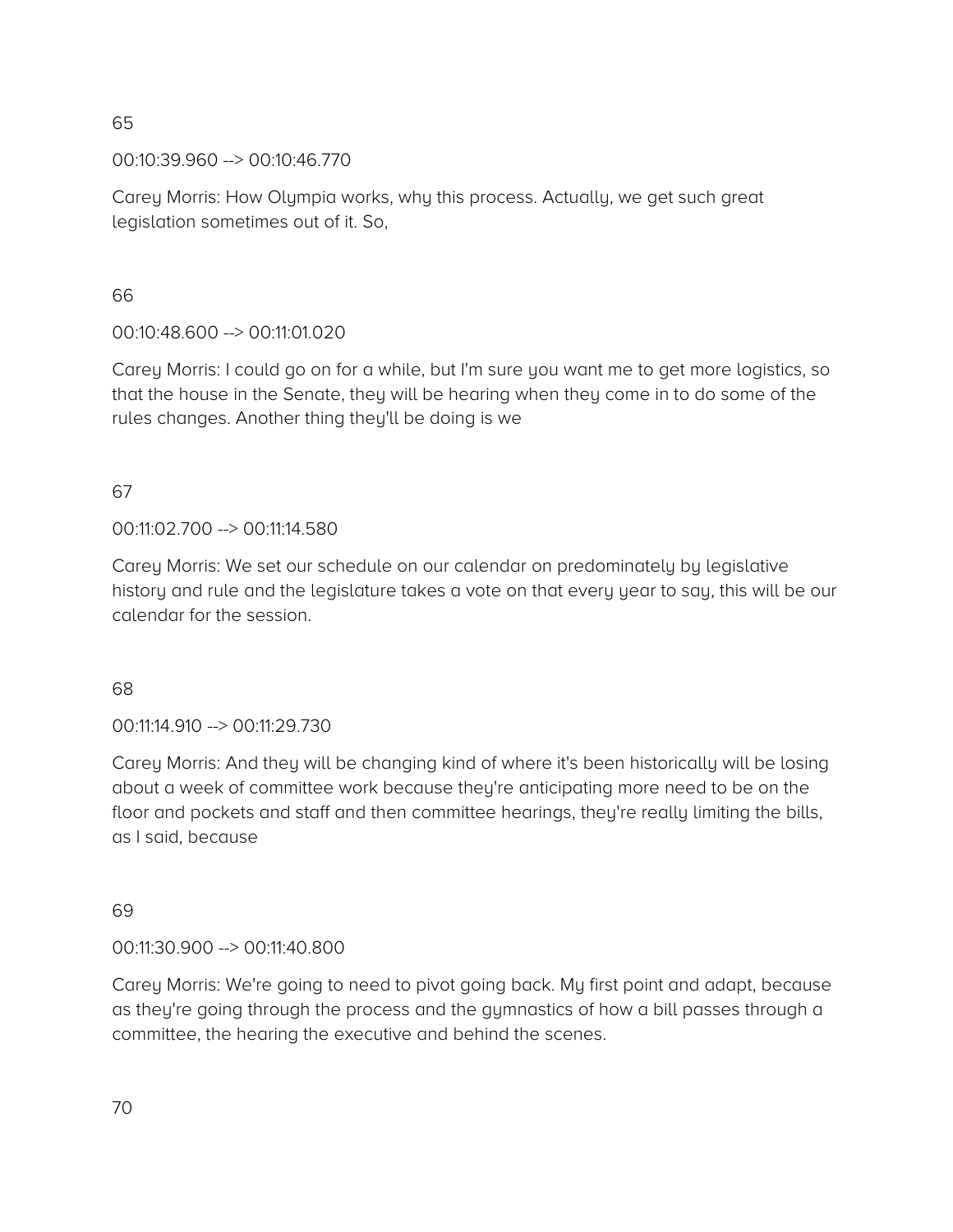65

00:10:39.960 --> 00:10:46.770

Carey Morris: How Olympia works, why this process. Actually, we get such great legislation sometimes out of it. So,

66

00:10:48.600 --> 00:11:01.020

Carey Morris: I could go on for a while, but I'm sure you want me to get more logistics, so that the house in the Senate, they will be hearing when they come in to do some of the rules changes. Another thing they'll be doing is we

67

00:11:02.700 --> 00:11:14.580

Carey Morris: We set our schedule on our calendar on predominately by legislative history and rule and the legislature takes a vote on that every year to say, this will be our calendar for the session.

68

00:11:14.910 --> 00:11:29.730

Carey Morris: And they will be changing kind of where it's been historically will be losing about a week of committee work because they're anticipating more need to be on the floor and pockets and staff and then committee hearings, they're really limiting the bills, as I said, because

69

00:11:30.900 --> 00:11:40.800

Carey Morris: We're going to need to pivot going back. My first point and adapt, because as they're going through the process and the gymnastics of how a bill passes through a committee, the hearing the executive and behind the scenes.

70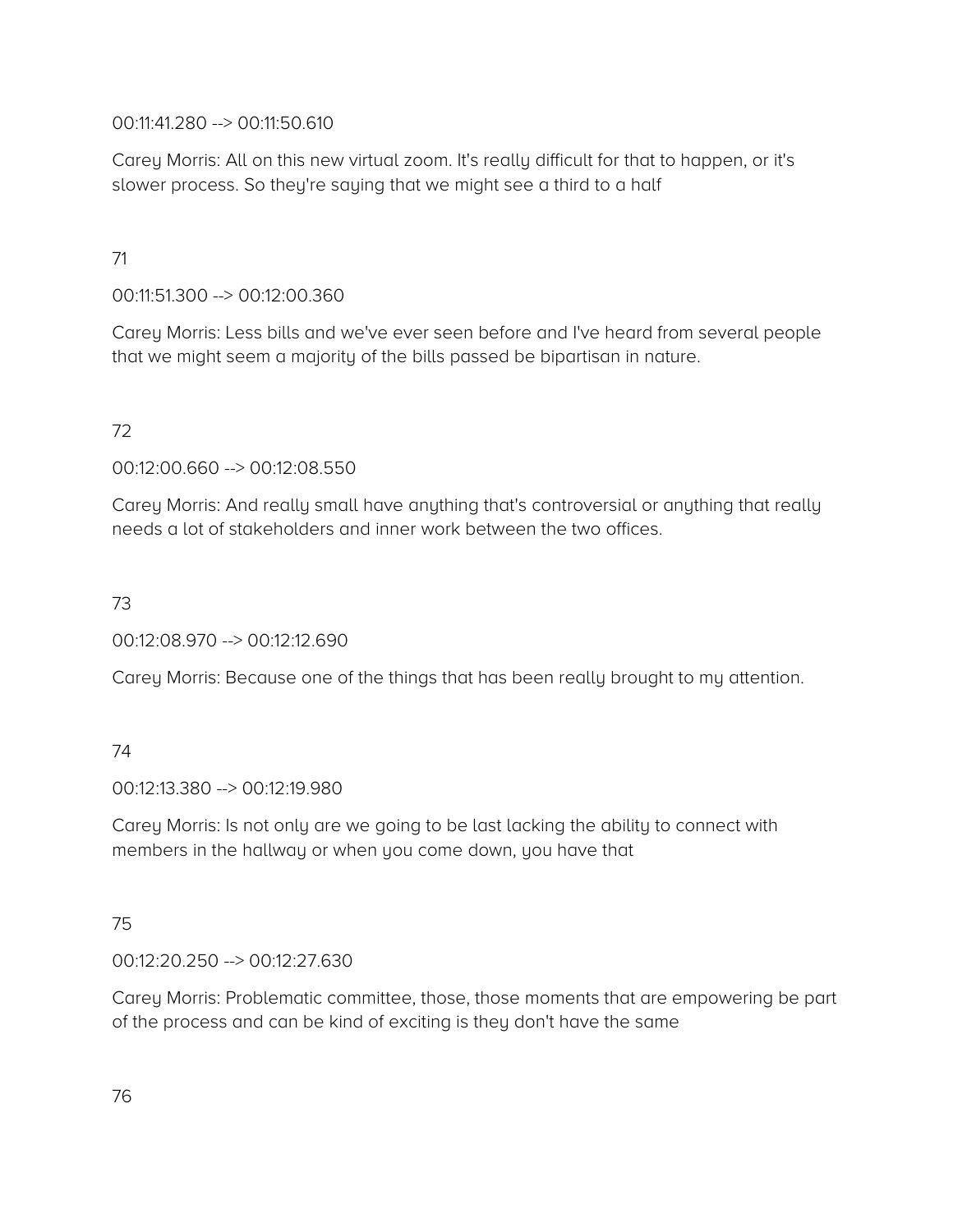00:11:41.280 --> 00:11:50.610

Carey Morris: All on this new virtual zoom. It's really difficult for that to happen, or it's slower process. So they're saying that we might see a third to a half

71

00:11:51.300 --> 00:12:00.360

Carey Morris: Less bills and we've ever seen before and I've heard from several people that we might seem a majority of the bills passed be bipartisan in nature.

72

00:12:00.660 --> 00:12:08.550

Carey Morris: And really small have anything that's controversial or anything that really needs a lot of stakeholders and inner work between the two offices.

73

00:12:08.970 --> 00:12:12.690

Carey Morris: Because one of the things that has been really brought to my attention.

74

00:12:13.380 --> 00:12:19.980

Carey Morris: Is not only are we going to be last lacking the ability to connect with members in the hallway or when you come down, you have that

75

00:12:20.250 --> 00:12:27.630

Carey Morris: Problematic committee, those, those moments that are empowering be part of the process and can be kind of exciting is they don't have the same

76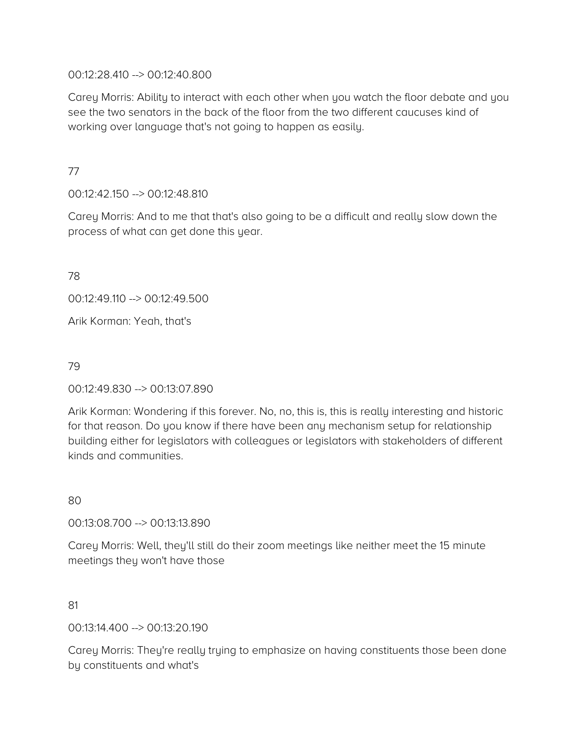00:12:28.410 --> 00:12:40.800

Carey Morris: Ability to interact with each other when you watch the floor debate and you see the two senators in the back of the floor from the two different caucuses kind of working over language that's not going to happen as easily.

77

00:12:42.150 --> 00:12:48.810

Carey Morris: And to me that that's also going to be a difficult and really slow down the process of what can get done this year.

78

00:12:49.110 --> 00:12:49.500

Arik Korman: Yeah, that's

79

00:12:49.830 --> 00:13:07.890

Arik Korman: Wondering if this forever. No, no, this is, this is really interesting and historic for that reason. Do you know if there have been any mechanism setup for relationship building either for legislators with colleagues or legislators with stakeholders of different kinds and communities.

80

00:13:08.700 --> 00:13:13.890

Carey Morris: Well, they'll still do their zoom meetings like neither meet the 15 minute meetings they won't have those

81

00:13:14.400 --> 00:13:20.190

Carey Morris: They're really trying to emphasize on having constituents those been done by constituents and what's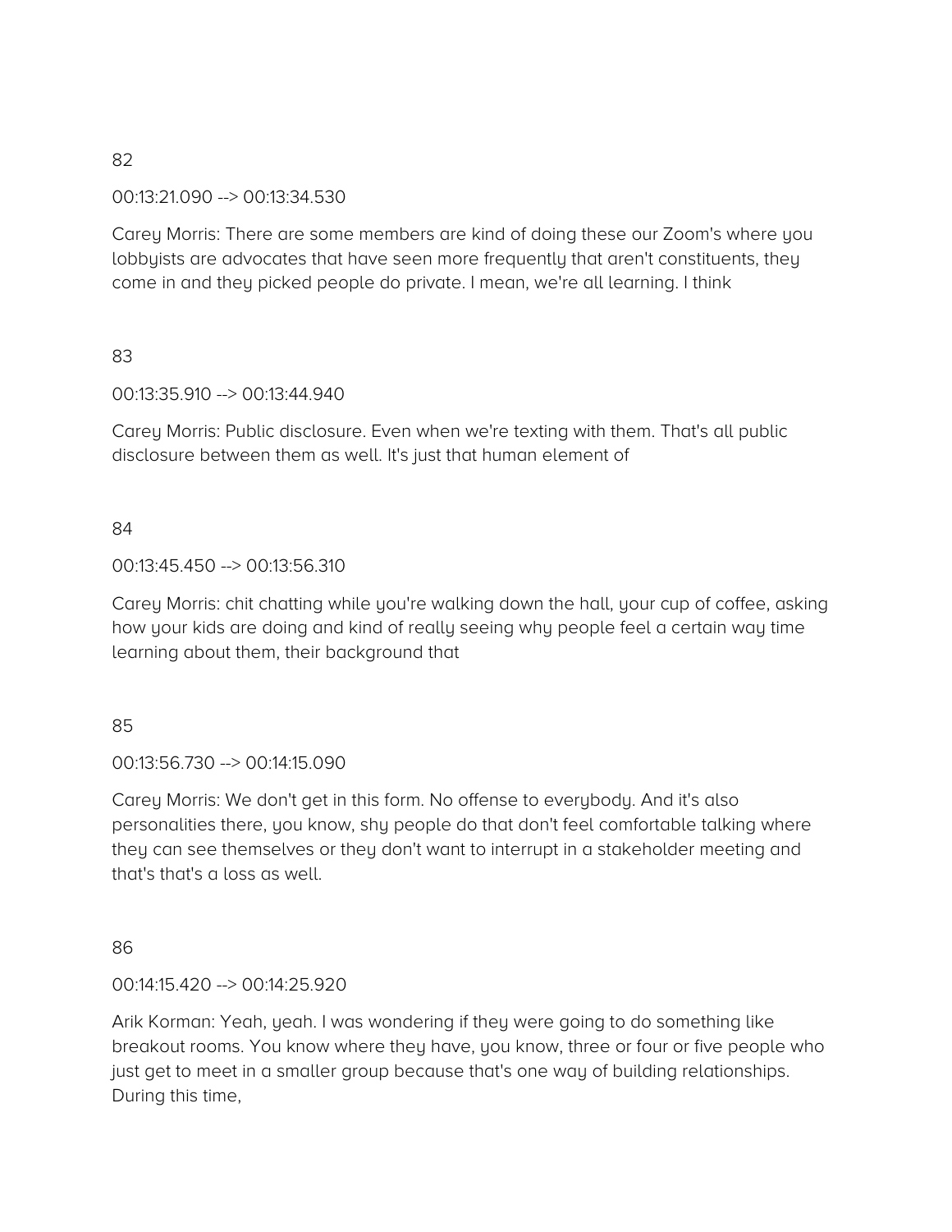82

00:13:21.090 --> 00:13:34.530

Carey Morris: There are some members are kind of doing these our Zoom's where you lobbyists are advocates that have seen more frequently that aren't constituents, they come in and they picked people do private. I mean, we're all learning. I think

83

00:13:35.910 --> 00:13:44.940

Carey Morris: Public disclosure. Even when we're texting with them. That's all public disclosure between them as well. It's just that human element of

84

00:13:45.450 --> 00:13:56.310

Carey Morris: chit chatting while you're walking down the hall, your cup of coffee, asking how your kids are doing and kind of really seeing why people feel a certain way time learning about them, their background that

85

00:13:56.730 --> 00:14:15.090

Carey Morris: We don't get in this form. No offense to everybody. And it's also personalities there, you know, shy people do that don't feel comfortable talking where they can see themselves or they don't want to interrupt in a stakeholder meeting and that's that's a loss as well.

86

00:14:15.420 --> 00:14:25.920

Arik Korman: Yeah, yeah. I was wondering if they were going to do something like breakout rooms. You know where they have, you know, three or four or five people who just get to meet in a smaller group because that's one way of building relationships. During this time,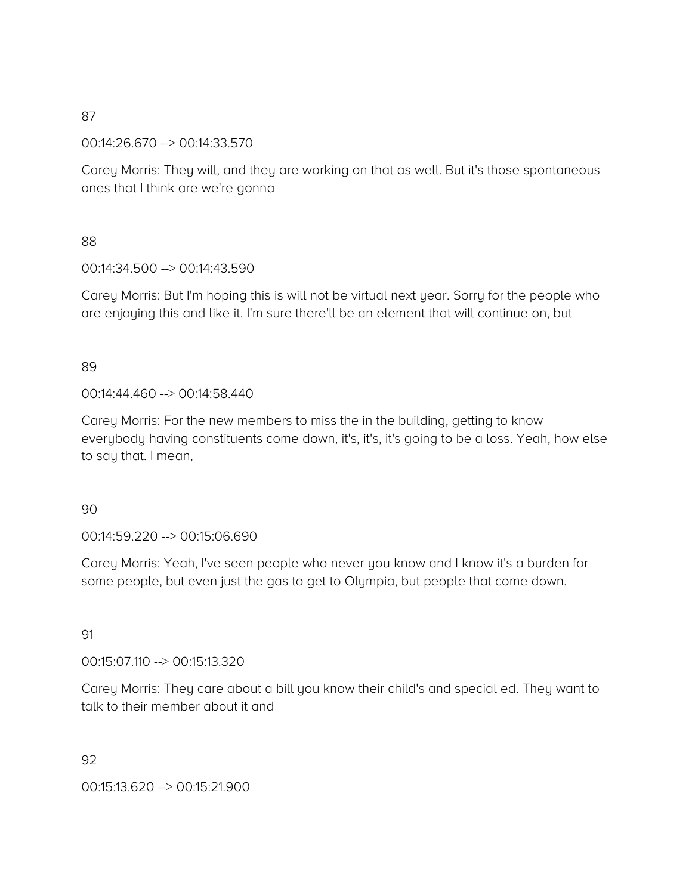87

00:14:26.670 --> 00:14:33.570

Carey Morris: They will, and they are working on that as well. But it's those spontaneous ones that I think are we're gonna

88

00:14:34.500 --> 00:14:43.590

Carey Morris: But I'm hoping this is will not be virtual next year. Sorry for the people who are enjoying this and like it. I'm sure there'll be an element that will continue on, but

89

00:14:44.460 --> 00:14:58.440

Carey Morris: For the new members to miss the in the building, getting to know everybody having constituents come down, it's, it's, it's going to be a loss. Yeah, how else to say that. I mean,

90

00:14:59.220 --> 00:15:06.690

Carey Morris: Yeah, I've seen people who never you know and I know it's a burden for some people, but even just the gas to get to Olympia, but people that come down.

91

00:15:07.110 --> 00:15:13.320

Carey Morris: They care about a bill you know their child's and special ed. They want to talk to their member about it and

92

00:15:13.620 --> 00:15:21.900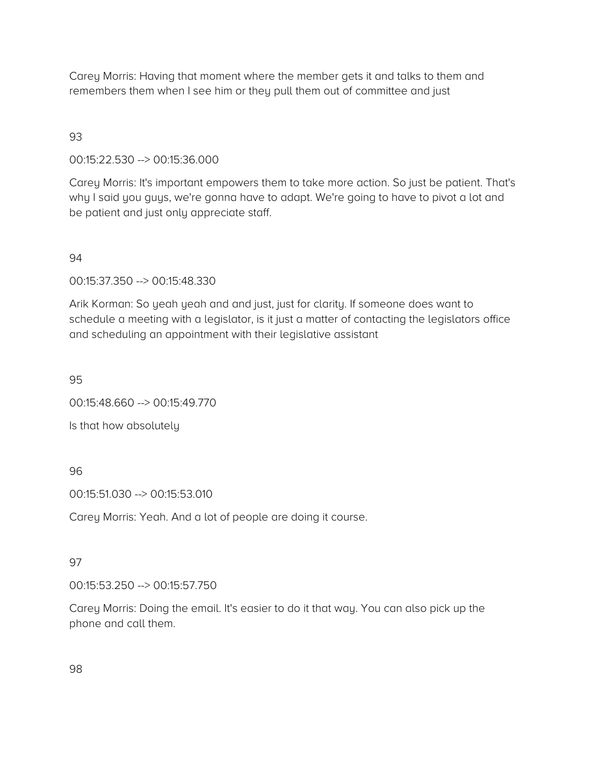Carey Morris: Having that moment where the member gets it and talks to them and remembers them when I see him or they pull them out of committee and just

93

00:15:22.530 --> 00:15:36.000

Carey Morris: It's important empowers them to take more action. So just be patient. That's why I said you guys, we're gonna have to adapt. We're going to have to pivot a lot and be patient and just only appreciate staff.

94

00:15:37.350 --> 00:15:48.330

Arik Korman: So yeah yeah and and just, just for clarity. If someone does want to schedule a meeting with a legislator, is it just a matter of contacting the legislators office and scheduling an appointment with their legislative assistant

95

00:15:48.660 --> 00:15:49.770

Is that how absolutely

96

00:15:51.030 --> 00:15:53.010

Carey Morris: Yeah. And a lot of people are doing it course.

97

00:15:53.250 --> 00:15:57.750

Carey Morris: Doing the email. It's easier to do it that way. You can also pick up the phone and call them.

98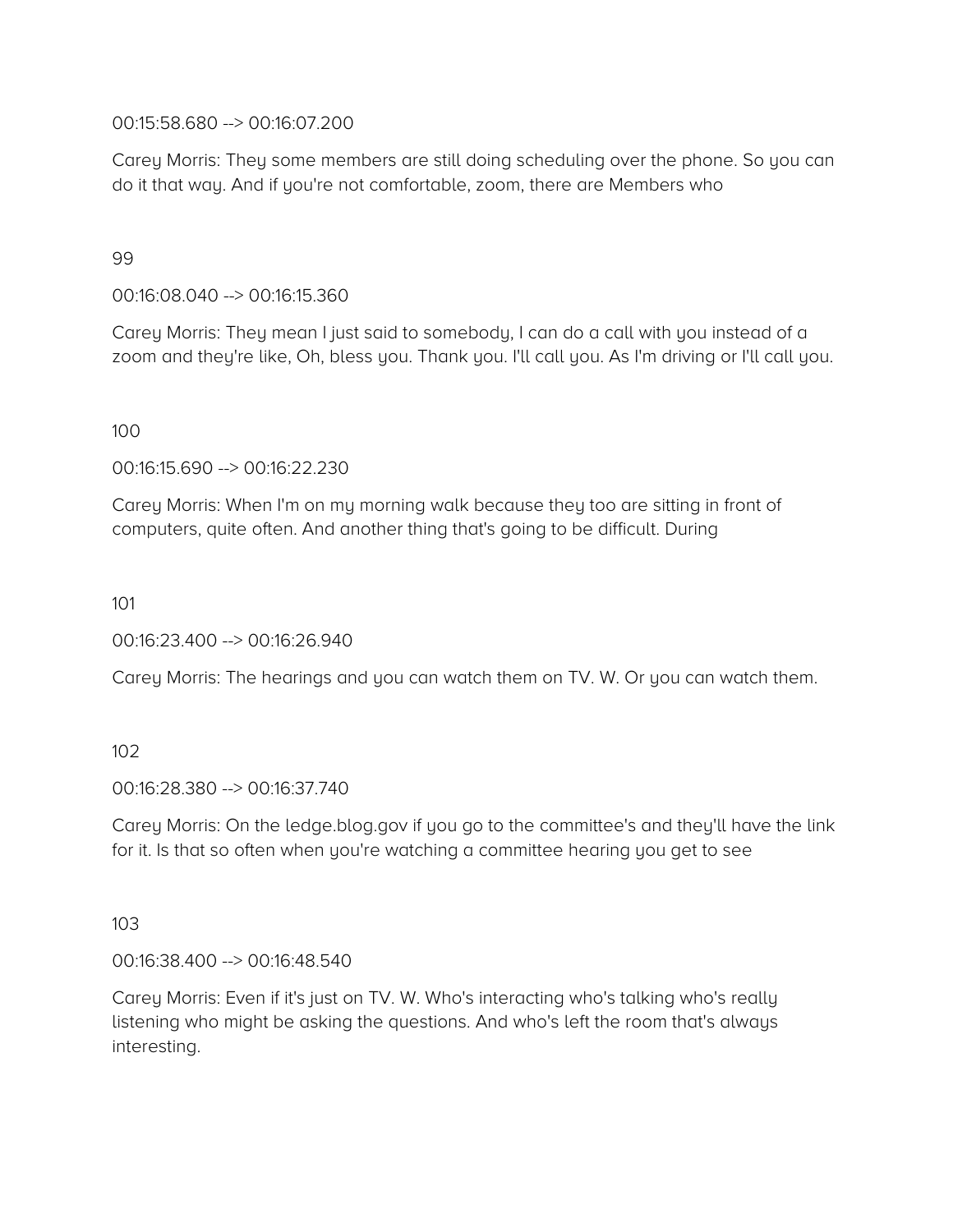00:15:58.680 --> 00:16:07.200

Carey Morris: They some members are still doing scheduling over the phone. So you can do it that way. And if you're not comfortable, zoom, there are Members who

99

00:16:08.040 --> 00:16:15.360

Carey Morris: They mean I just said to somebody, I can do a call with you instead of a zoom and they're like, Oh, bless you. Thank you. I'll call you. As I'm driving or I'll call you.

100

00:16:15.690 --> 00:16:22.230

Carey Morris: When I'm on my morning walk because they too are sitting in front of computers, quite often. And another thing that's going to be difficult. During

101

00:16:23.400 --> 00:16:26.940

Carey Morris: The hearings and you can watch them on TV. W. Or you can watch them.

102

00:16:28.380 --> 00:16:37.740

Carey Morris: On the ledge.blog.gov if you go to the committee's and they'll have the link for it. Is that so often when you're watching a committee hearing you get to see

103

00:16:38.400 --> 00:16:48.540

Carey Morris: Even if it's just on TV. W. Who's interacting who's talking who's really listening who might be asking the questions. And who's left the room that's always interesting.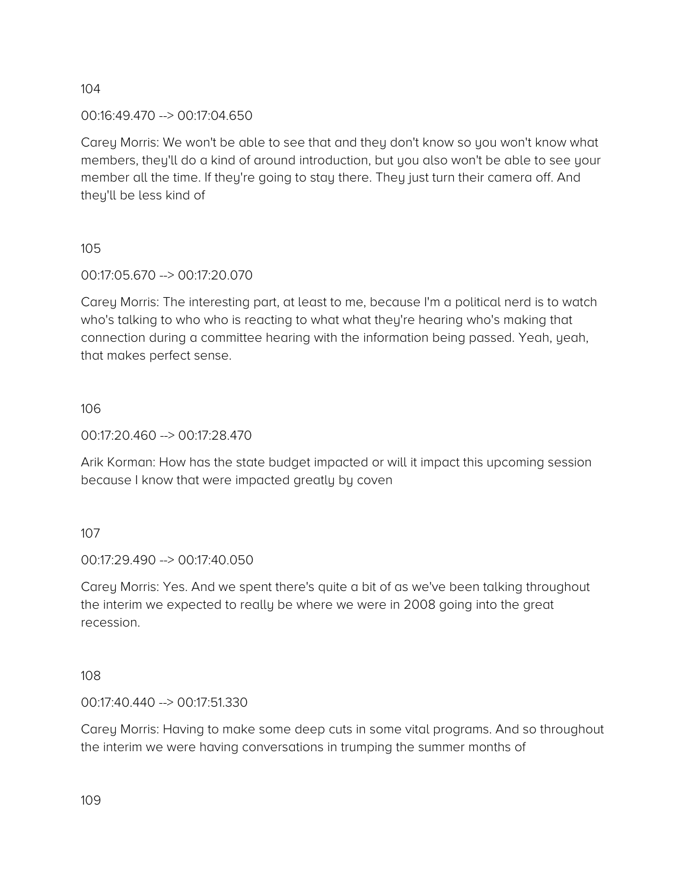104

00:16:49.470 --> 00:17:04.650

Carey Morris: We won't be able to see that and they don't know so you won't know what members, they'll do a kind of around introduction, but you also won't be able to see your member all the time. If they're going to stay there. They just turn their camera off. And they'll be less kind of

105

00:17:05.670 --> 00:17:20.070

Carey Morris: The interesting part, at least to me, because I'm a political nerd is to watch who's talking to who who is reacting to what what they're hearing who's making that connection during a committee hearing with the information being passed. Yeah, yeah, that makes perfect sense.

106

00:17:20.460 --> 00:17:28.470

Arik Korman: How has the state budget impacted or will it impact this upcoming session because I know that were impacted greatly by coven

107

00:17:29.490 --> 00:17:40.050

Carey Morris: Yes. And we spent there's quite a bit of as we've been talking throughout the interim we expected to really be where we were in 2008 going into the great recession.

108

00:17:40.440 --> 00:17:51.330

Carey Morris: Having to make some deep cuts in some vital programs. And so throughout the interim we were having conversations in trumping the summer months of

109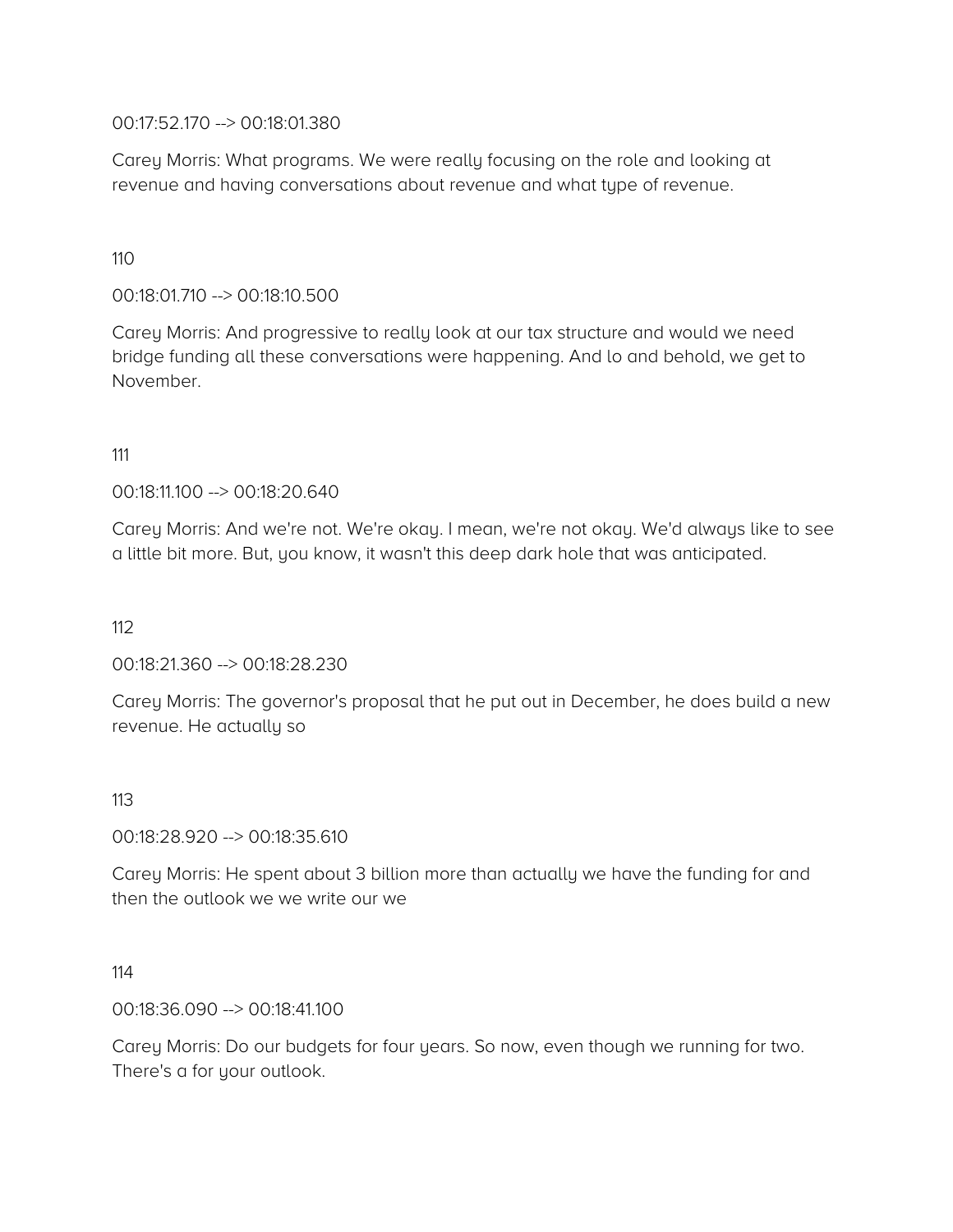00:17:52.170 --> 00:18:01.380

Carey Morris: What programs. We were really focusing on the role and looking at revenue and having conversations about revenue and what type of revenue.

110

00:18:01.710 --> 00:18:10.500

Carey Morris: And progressive to really look at our tax structure and would we need bridge funding all these conversations were happening. And lo and behold, we get to November.

111

00:18:11.100 --> 00:18:20.640

Carey Morris: And we're not. We're okay. I mean, we're not okay. We'd always like to see a little bit more. But, you know, it wasn't this deep dark hole that was anticipated.

112

00:18:21.360 --> 00:18:28.230

Carey Morris: The governor's proposal that he put out in December, he does build a new revenue. He actually so

113

00:18:28.920 --> 00:18:35.610

Carey Morris: He spent about 3 billion more than actually we have the funding for and then the outlook we we write our we

114

00:18:36.090 --> 00:18:41.100

Carey Morris: Do our budgets for four years. So now, even though we running for two. There's a for your outlook.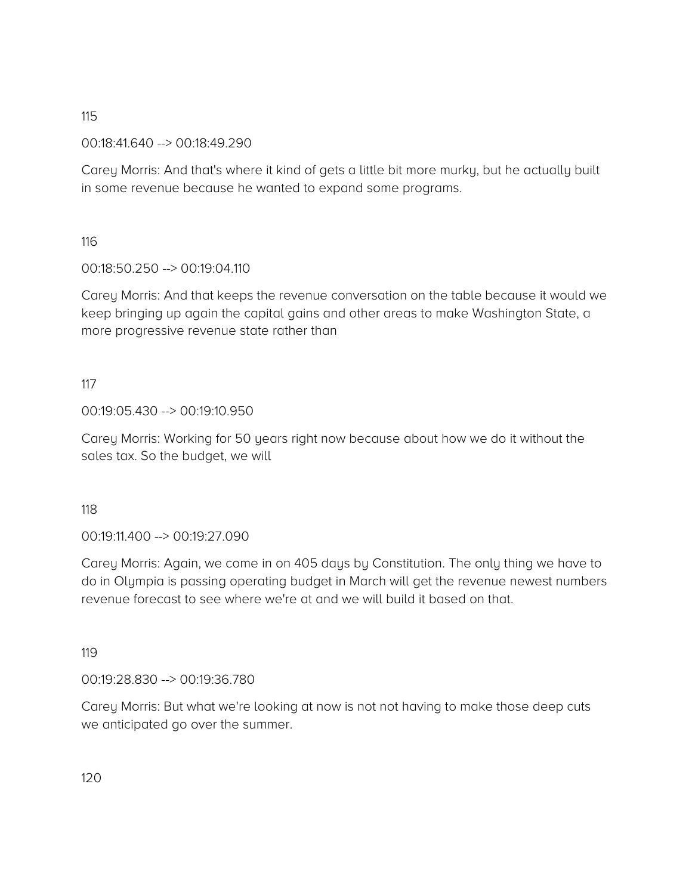115

00:18:41.640 --> 00:18:49.290

Carey Morris: And that's where it kind of gets a little bit more murky, but he actually built in some revenue because he wanted to expand some programs.

116

00:18:50.250 --> 00:19:04.110

Carey Morris: And that keeps the revenue conversation on the table because it would we keep bringing up again the capital gains and other areas to make Washington State, a more progressive revenue state rather than

117

00:19:05.430 --> 00:19:10.950

Carey Morris: Working for 50 years right now because about how we do it without the sales tax. So the budget, we will

118

00:19:11.400 --> 00:19:27.090

Carey Morris: Again, we come in on 405 days by Constitution. The only thing we have to do in Olympia is passing operating budget in March will get the revenue newest numbers revenue forecast to see where we're at and we will build it based on that.

119

00:19:28.830 --> 00:19:36.780

Carey Morris: But what we're looking at now is not not having to make those deep cuts we anticipated go over the summer.

120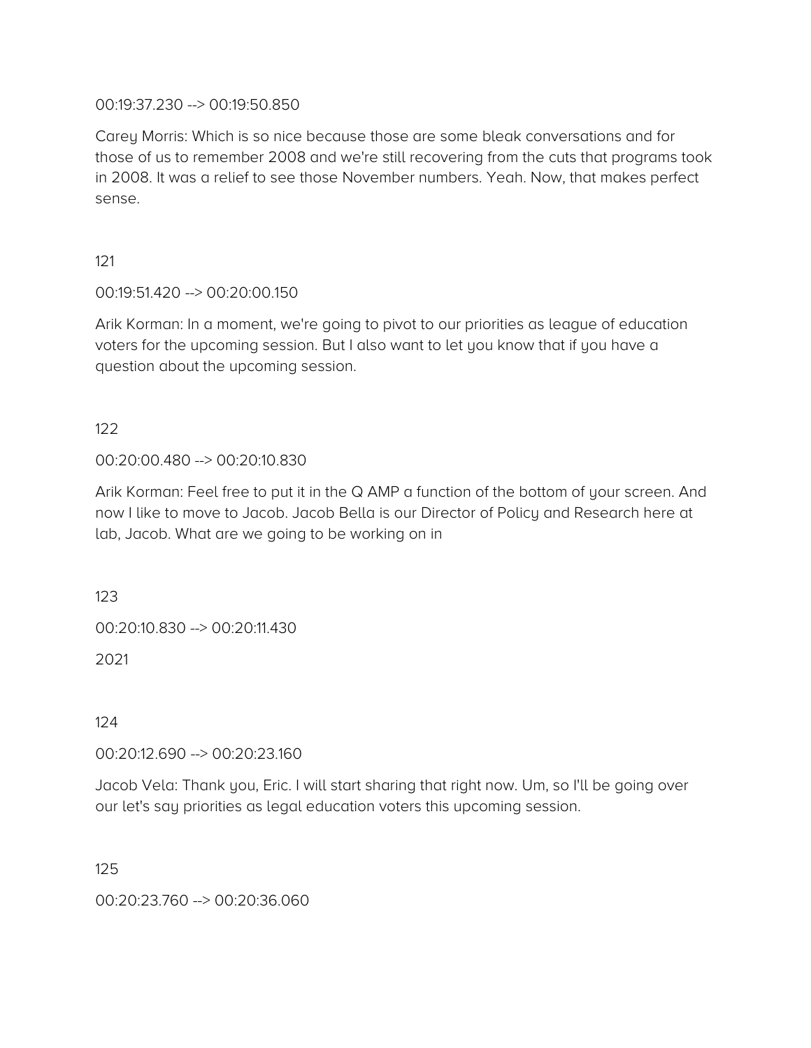00:19:37.230 --> 00:19:50.850

Carey Morris: Which is so nice because those are some bleak conversations and for those of us to remember 2008 and we're still recovering from the cuts that programs took in 2008. It was a relief to see those November numbers. Yeah. Now, that makes perfect sense.

121

00:19:51.420 --> 00:20:00.150

Arik Korman: In a moment, we're going to pivot to our priorities as league of education voters for the upcoming session. But I also want to let you know that if you have a question about the upcoming session.

122

00:20:00.480 --> 00:20:10.830

Arik Korman: Feel free to put it in the Q AMP a function of the bottom of your screen. And now I like to move to Jacob. Jacob Bella is our Director of Policy and Research here at lab, Jacob. What are we going to be working on in

123

00:20:10.830 --> 00:20:11.430

2021

124

00:20:12.690 --> 00:20:23.160

Jacob Vela: Thank you, Eric. I will start sharing that right now. Um, so I'll be going over our let's say priorities as legal education voters this upcoming session.

125

00:20:23.760 --> 00:20:36.060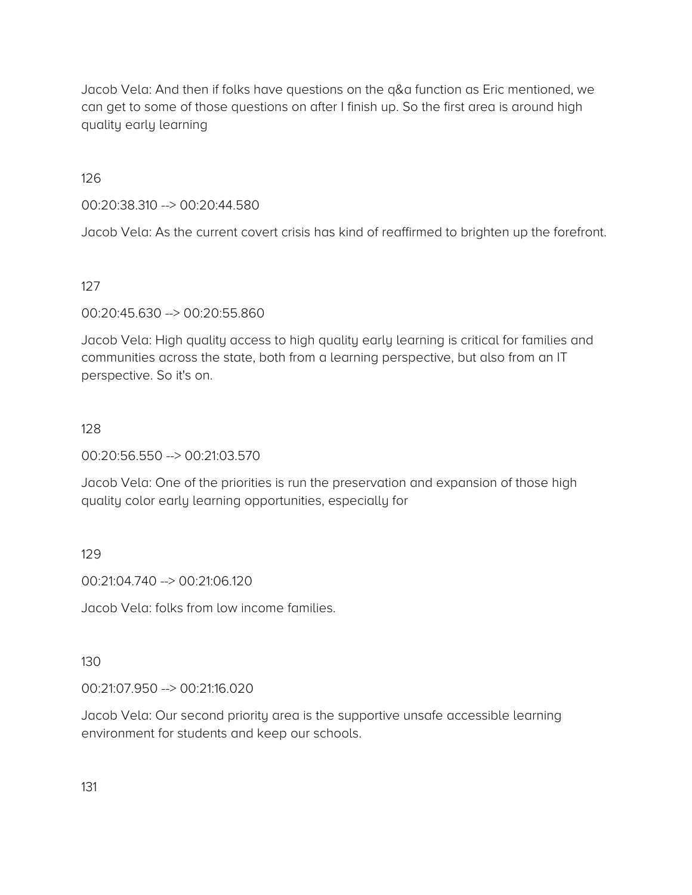Jacob Vela: And then if folks have questions on the q&a function as Eric mentioned, we can get to some of those questions on after I finish up. So the first area is around high quality early learning

126

00:20:38.310 --> 00:20:44.580

Jacob Vela: As the current covert crisis has kind of reaffirmed to brighten up the forefront.

127

00:20:45.630 --> 00:20:55.860

Jacob Vela: High quality access to high quality early learning is critical for families and communities across the state, both from a learning perspective, but also from an IT perspective. So it's on.

128

00:20:56.550 --> 00:21:03.570

Jacob Vela: One of the priorities is run the preservation and expansion of those high quality color early learning opportunities, especially for

129

00:21:04.740 --> 00:21:06.120

Jacob Vela: folks from low income families.

130

00:21:07.950 --> 00:21:16.020

Jacob Vela: Our second priority area is the supportive unsafe accessible learning environment for students and keep our schools.

131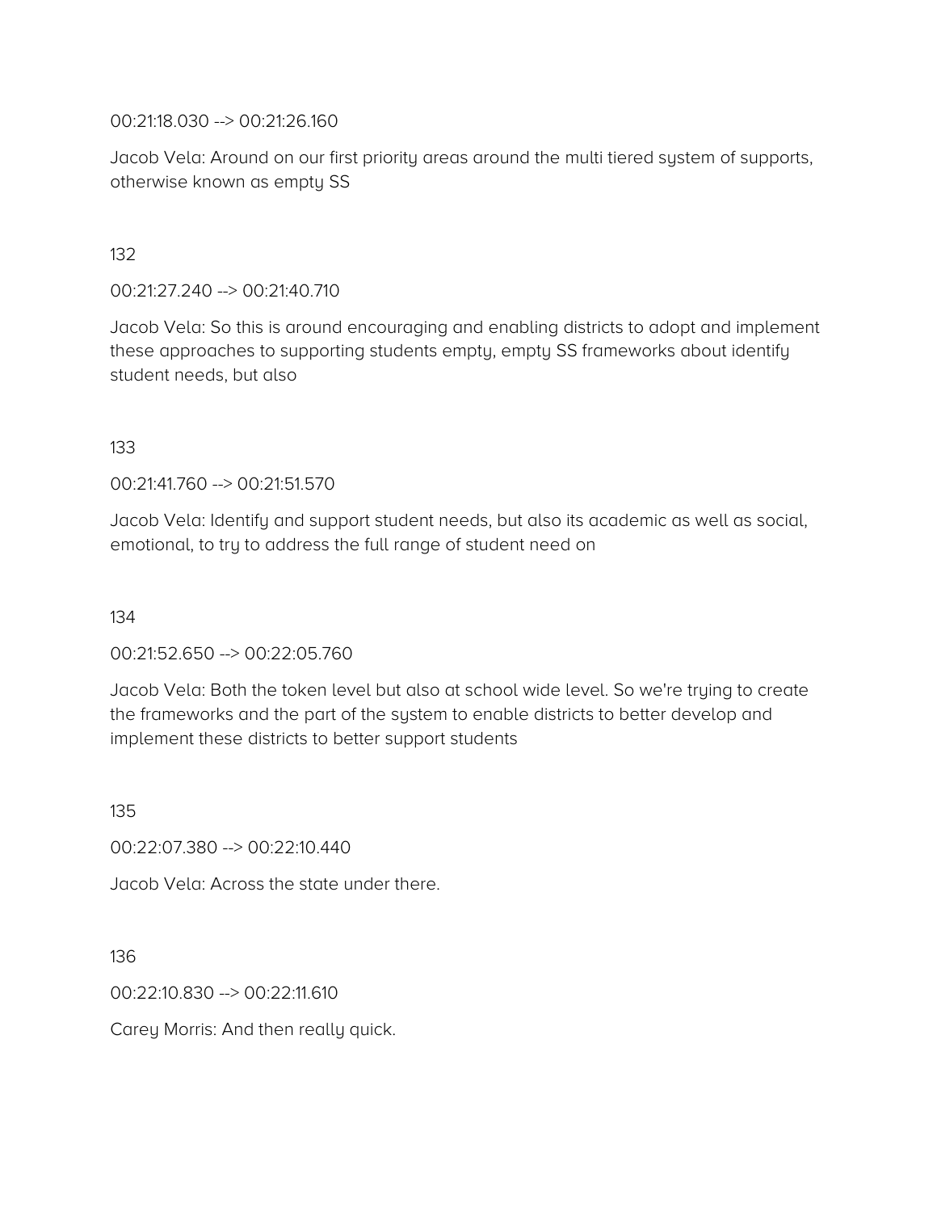00:21:18.030 --> 00:21:26.160

Jacob Vela: Around on our first priority areas around the multi tiered system of supports, otherwise known as empty SS

132

00:21:27.240 --> 00:21:40.710

Jacob Vela: So this is around encouraging and enabling districts to adopt and implement these approaches to supporting students empty, empty SS frameworks about identify student needs, but also

133

00:21:41.760 --> 00:21:51.570

Jacob Vela: Identify and support student needs, but also its academic as well as social, emotional, to try to address the full range of student need on

134

00:21:52.650 --> 00:22:05.760

Jacob Vela: Both the token level but also at school wide level. So we're trying to create the frameworks and the part of the system to enable districts to better develop and implement these districts to better support students

135

00:22:07.380 --> 00:22:10.440

Jacob Vela: Across the state under there.

136

00:22:10.830 --> 00:22:11.610

Carey Morris: And then really quick.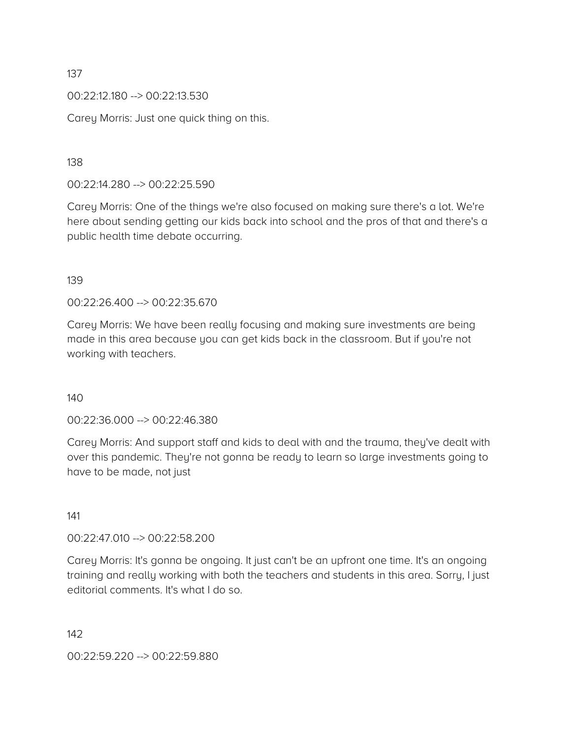137

00:22:12.180 --> 00:22:13.530

Carey Morris: Just one quick thing on this.

138

00:22:14.280 --> 00:22:25.590

Carey Morris: One of the things we're also focused on making sure there's a lot. We're here about sending getting our kids back into school and the pros of that and there's a public health time debate occurring.

139

00:22:26.400 --> 00:22:35.670

Carey Morris: We have been really focusing and making sure investments are being made in this area because you can get kids back in the classroom. But if you're not working with teachers.

140

00:22:36.000 --> 00:22:46.380

Carey Morris: And support staff and kids to deal with and the trauma, they've dealt with over this pandemic. They're not gonna be ready to learn so large investments going to have to be made, not just

141

00:22:47.010 --> 00:22:58.200

Carey Morris: It's gonna be ongoing. It just can't be an upfront one time. It's an ongoing training and really working with both the teachers and students in this area. Sorry, I just editorial comments. It's what I do so.

142

00:22:59.220 --> 00:22:59.880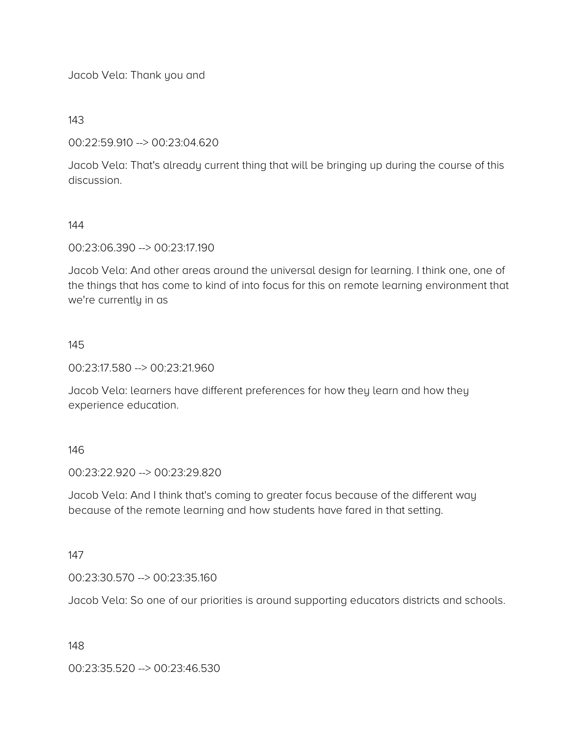Jacob Vela: Thank you and

143

00:22:59.910 --> 00:23:04.620

Jacob Vela: That's already current thing that will be bringing up during the course of this discussion.

144

00:23:06.390 --> 00:23:17.190

Jacob Vela: And other areas around the universal design for learning. I think one, one of the things that has come to kind of into focus for this on remote learning environment that we're currently in as

145

00:23:17.580 --> 00:23:21.960

Jacob Vela: learners have different preferences for how they learn and how they experience education.

146

00:23:22.920 --> 00:23:29.820

Jacob Vela: And I think that's coming to greater focus because of the different way because of the remote learning and how students have fared in that setting.

147

00:23:30.570 --> 00:23:35.160

Jacob Vela: So one of our priorities is around supporting educators districts and schools.

148

00:23:35.520 --> 00:23:46.530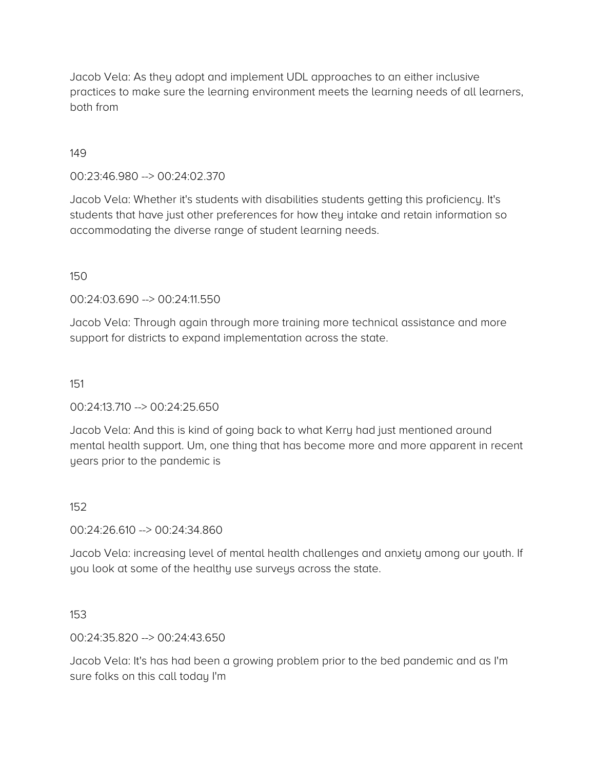Jacob Vela: As they adopt and implement UDL approaches to an either inclusive practices to make sure the learning environment meets the learning needs of all learners, both from

149

00:23:46.980 --> 00:24:02.370

Jacob Vela: Whether it's students with disabilities students getting this proficiency. It's students that have just other preferences for how they intake and retain information so accommodating the diverse range of student learning needs.

150

00:24:03.690 --> 00:24:11.550

Jacob Vela: Through again through more training more technical assistance and more support for districts to expand implementation across the state.

151

00:24:13.710 --> 00:24:25.650

Jacob Vela: And this is kind of going back to what Kerry had just mentioned around mental health support. Um, one thing that has become more and more apparent in recent years prior to the pandemic is

152

00:24:26.610 --> 00:24:34.860

Jacob Vela: increasing level of mental health challenges and anxiety among our youth. If you look at some of the healthy use surveys across the state.

153

00:24:35.820 --> 00:24:43.650

Jacob Vela: It's has had been a growing problem prior to the bed pandemic and as I'm sure folks on this call today I'm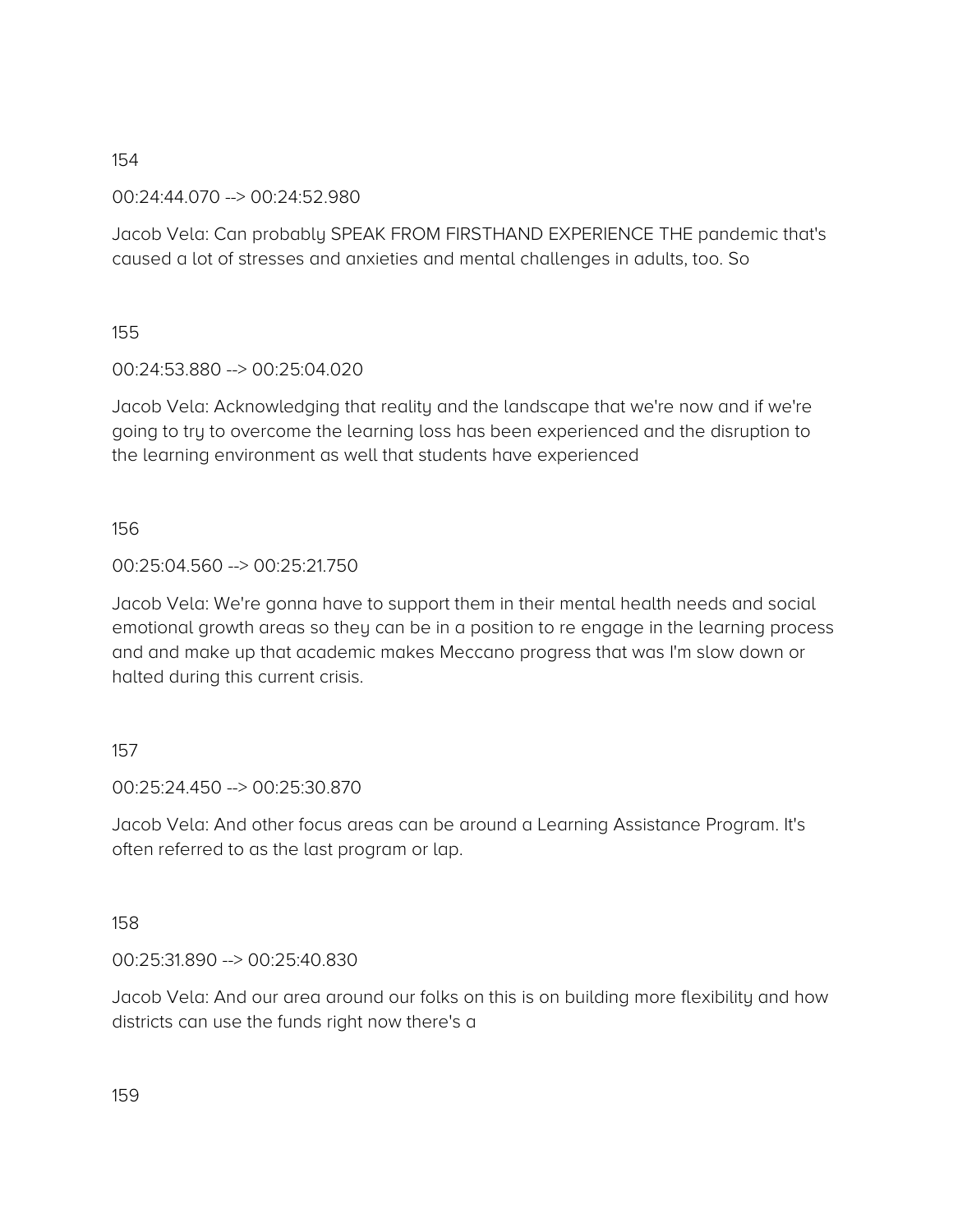154

00:24:44.070 --> 00:24:52.980

Jacob Vela: Can probably SPEAK FROM FIRSTHAND EXPERIENCE THE pandemic that's caused a lot of stresses and anxieties and mental challenges in adults, too. So

155

00:24:53.880 --> 00:25:04.020

Jacob Vela: Acknowledging that reality and the landscape that we're now and if we're going to try to overcome the learning loss has been experienced and the disruption to the learning environment as well that students have experienced

156

00:25:04.560 --> 00:25:21.750

Jacob Vela: We're gonna have to support them in their mental health needs and social emotional growth areas so they can be in a position to re engage in the learning process and and make up that academic makes Meccano progress that was I'm slow down or halted during this current crisis.

157

00:25:24.450 --> 00:25:30.870

Jacob Vela: And other focus areas can be around a Learning Assistance Program. It's often referred to as the last program or lap.

158

00:25:31.890 --> 00:25:40.830

Jacob Vela: And our area around our folks on this is on building more flexibility and how districts can use the funds right now there's a

159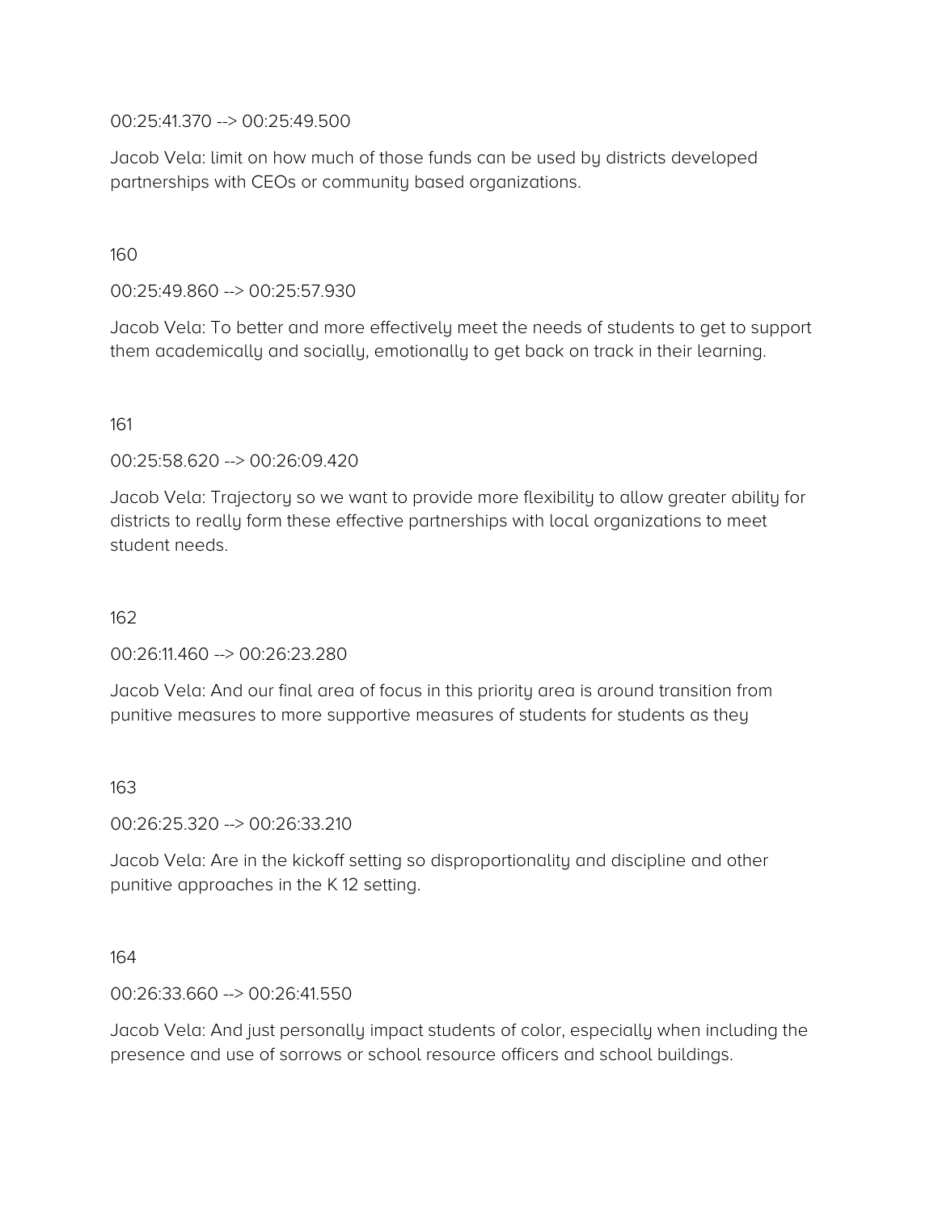00:25:41.370 --> 00:25:49.500

Jacob Vela: limit on how much of those funds can be used by districts developed partnerships with CEOs or community based organizations.

160

00:25:49.860 --> 00:25:57.930

Jacob Vela: To better and more effectively meet the needs of students to get to support them academically and socially, emotionally to get back on track in their learning.

161

00:25:58.620 --> 00:26:09.420

Jacob Vela: Trajectory so we want to provide more flexibility to allow greater ability for districts to really form these effective partnerships with local organizations to meet student needs.

162

00:26:11.460 --> 00:26:23.280

Jacob Vela: And our final area of focus in this priority area is around transition from punitive measures to more supportive measures of students for students as they

163

00:26:25.320 --> 00:26:33.210

Jacob Vela: Are in the kickoff setting so disproportionality and discipline and other punitive approaches in the K 12 setting.

164

00:26:33.660 --> 00:26:41.550

Jacob Vela: And just personally impact students of color, especially when including the presence and use of sorrows or school resource officers and school buildings.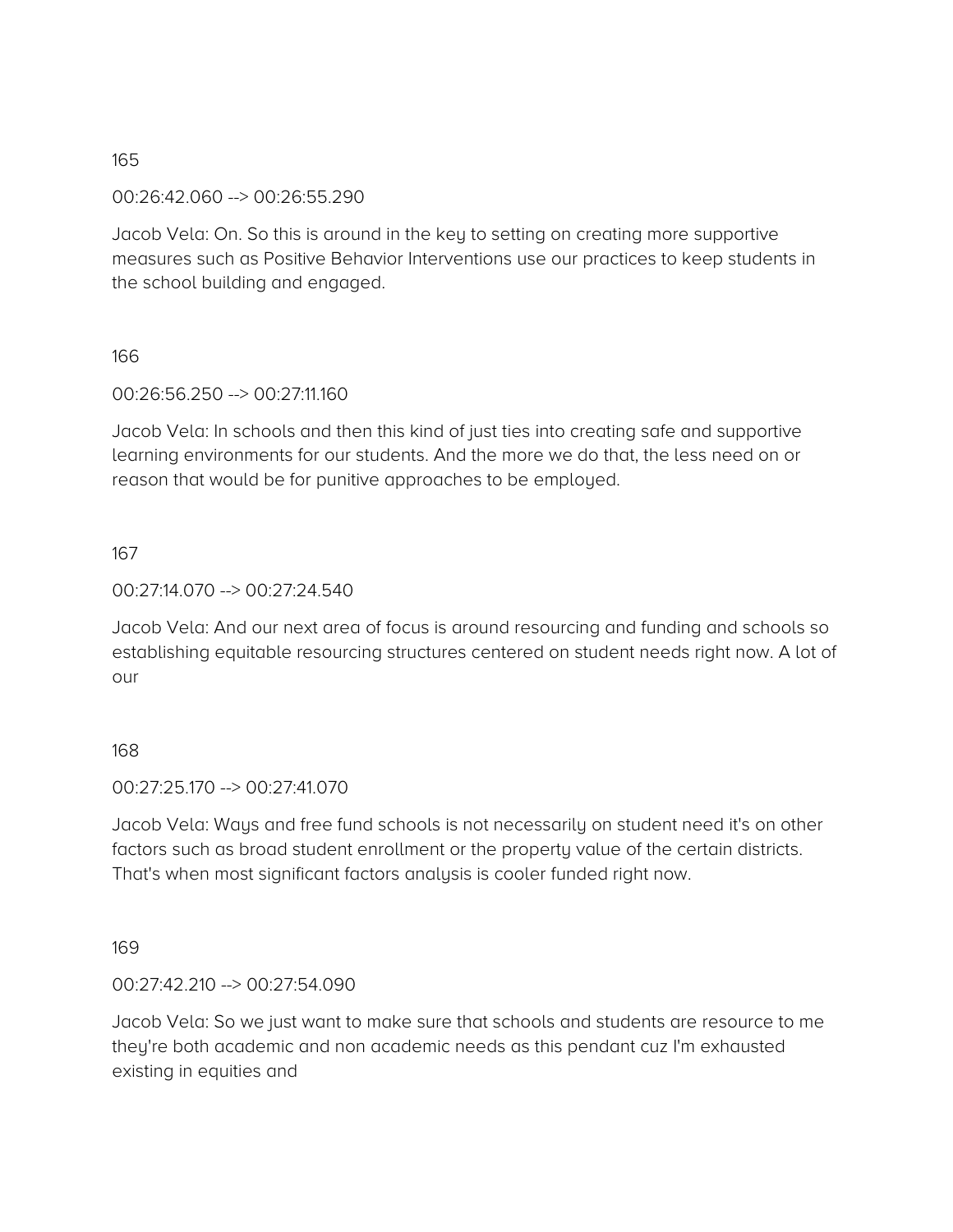165

00:26:42.060 --> 00:26:55.290

Jacob Vela: On. So this is around in the key to setting on creating more supportive measures such as Positive Behavior Interventions use our practices to keep students in the school building and engaged.

166

00:26:56.250 --> 00:27:11.160

Jacob Vela: In schools and then this kind of just ties into creating safe and supportive learning environments for our students. And the more we do that, the less need on or reason that would be for punitive approaches to be employed.

167

00:27:14.070 --> 00:27:24.540

Jacob Vela: And our next area of focus is around resourcing and funding and schools so establishing equitable resourcing structures centered on student needs right now. A lot of our

168

00:27:25.170 --> 00:27:41.070

Jacob Vela: Ways and free fund schools is not necessarily on student need it's on other factors such as broad student enrollment or the property value of the certain districts. That's when most significant factors analysis is cooler funded right now.

169

00:27:42.210 --> 00:27:54.090

Jacob Vela: So we just want to make sure that schools and students are resource to me they're both academic and non academic needs as this pendant cuz I'm exhausted existing in equities and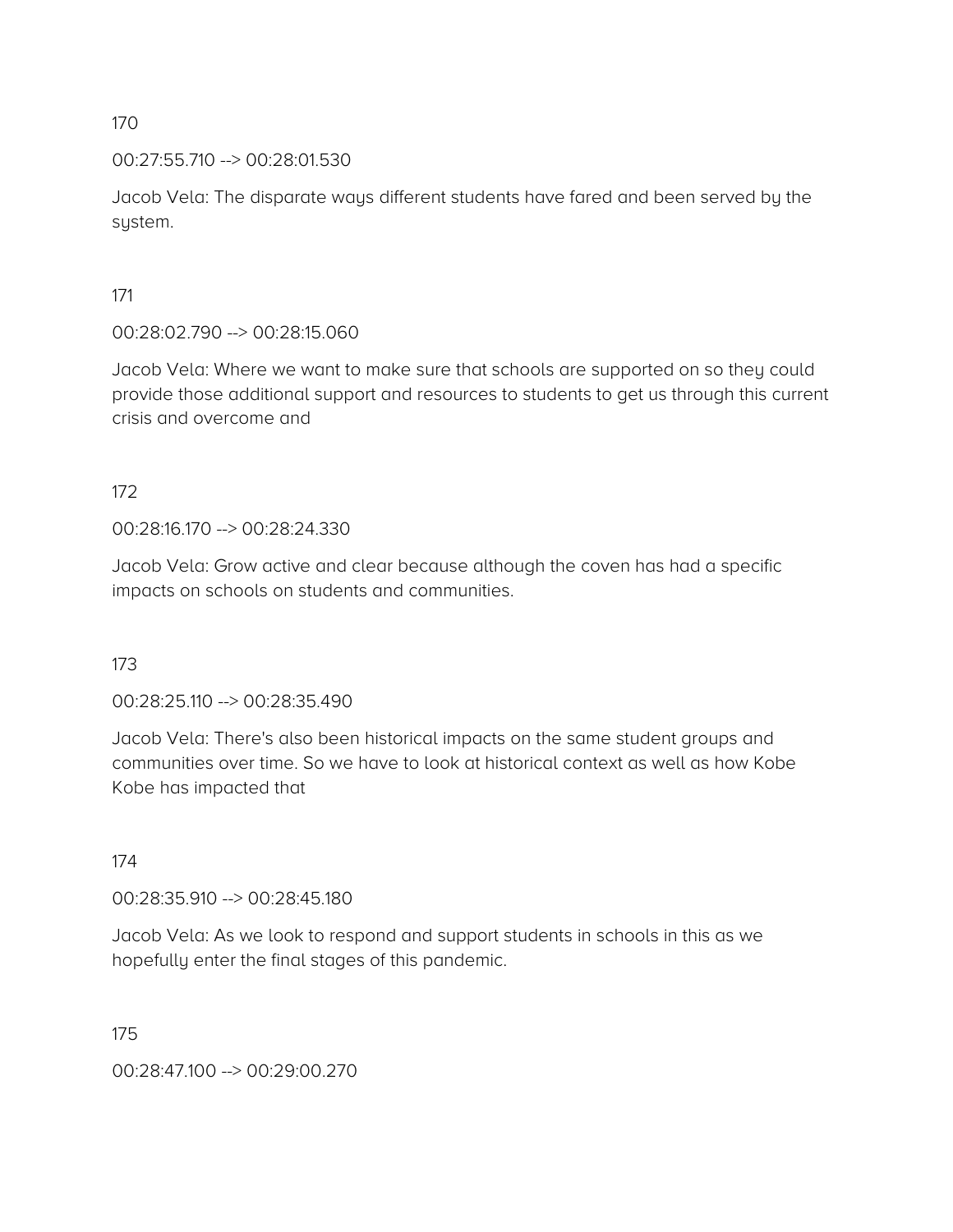170

00:27:55.710 --> 00:28:01.530

Jacob Vela: The disparate ways different students have fared and been served by the system.

171

00:28:02.790 --> 00:28:15.060

Jacob Vela: Where we want to make sure that schools are supported on so they could provide those additional support and resources to students to get us through this current crisis and overcome and

172

00:28:16.170 --> 00:28:24.330

Jacob Vela: Grow active and clear because although the coven has had a specific impacts on schools on students and communities.

173

00:28:25.110 --> 00:28:35.490

Jacob Vela: There's also been historical impacts on the same student groups and communities over time. So we have to look at historical context as well as how Kobe Kobe has impacted that

174

00:28:35.910 --> 00:28:45.180

Jacob Vela: As we look to respond and support students in schools in this as we hopefully enter the final stages of this pandemic.

175

00:28:47.100 --> 00:29:00.270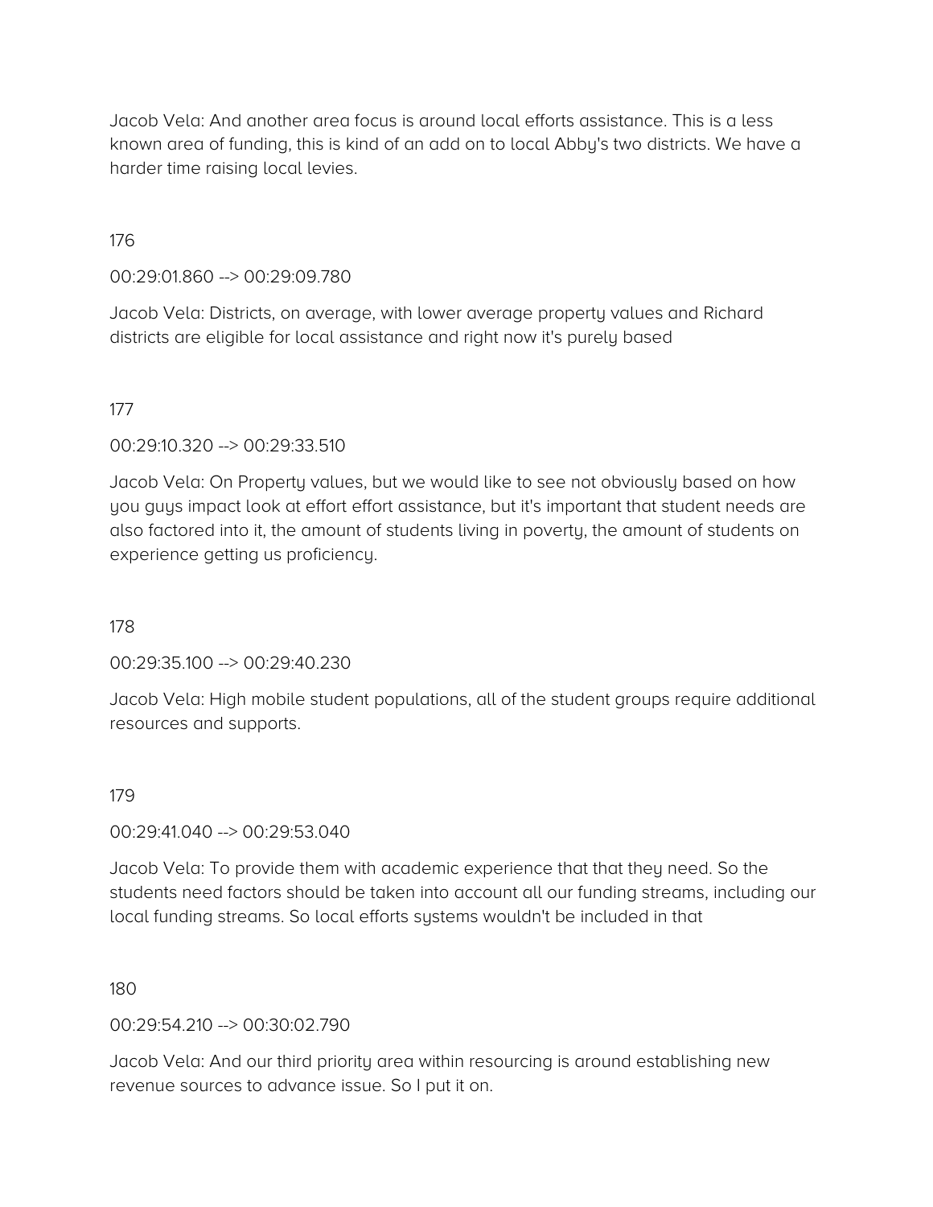Jacob Vela: And another area focus is around local efforts assistance. This is a less known area of funding, this is kind of an add on to local Abby's two districts. We have a harder time raising local levies.

176

00:29:01.860 --> 00:29:09.780

Jacob Vela: Districts, on average, with lower average property values and Richard districts are eligible for local assistance and right now it's purely based

177

00:29:10.320 --> 00:29:33.510

Jacob Vela: On Property values, but we would like to see not obviously based on how you guys impact look at effort effort assistance, but it's important that student needs are also factored into it, the amount of students living in poverty, the amount of students on experience getting us proficiency.

178

00:29:35.100 --> 00:29:40.230

Jacob Vela: High mobile student populations, all of the student groups require additional resources and supports.

179

00:29:41.040 --> 00:29:53.040

Jacob Vela: To provide them with academic experience that that they need. So the students need factors should be taken into account all our funding streams, including our local funding streams. So local efforts systems wouldn't be included in that

180

00:29:54.210 --> 00:30:02.790

Jacob Vela: And our third priority area within resourcing is around establishing new revenue sources to advance issue. So I put it on.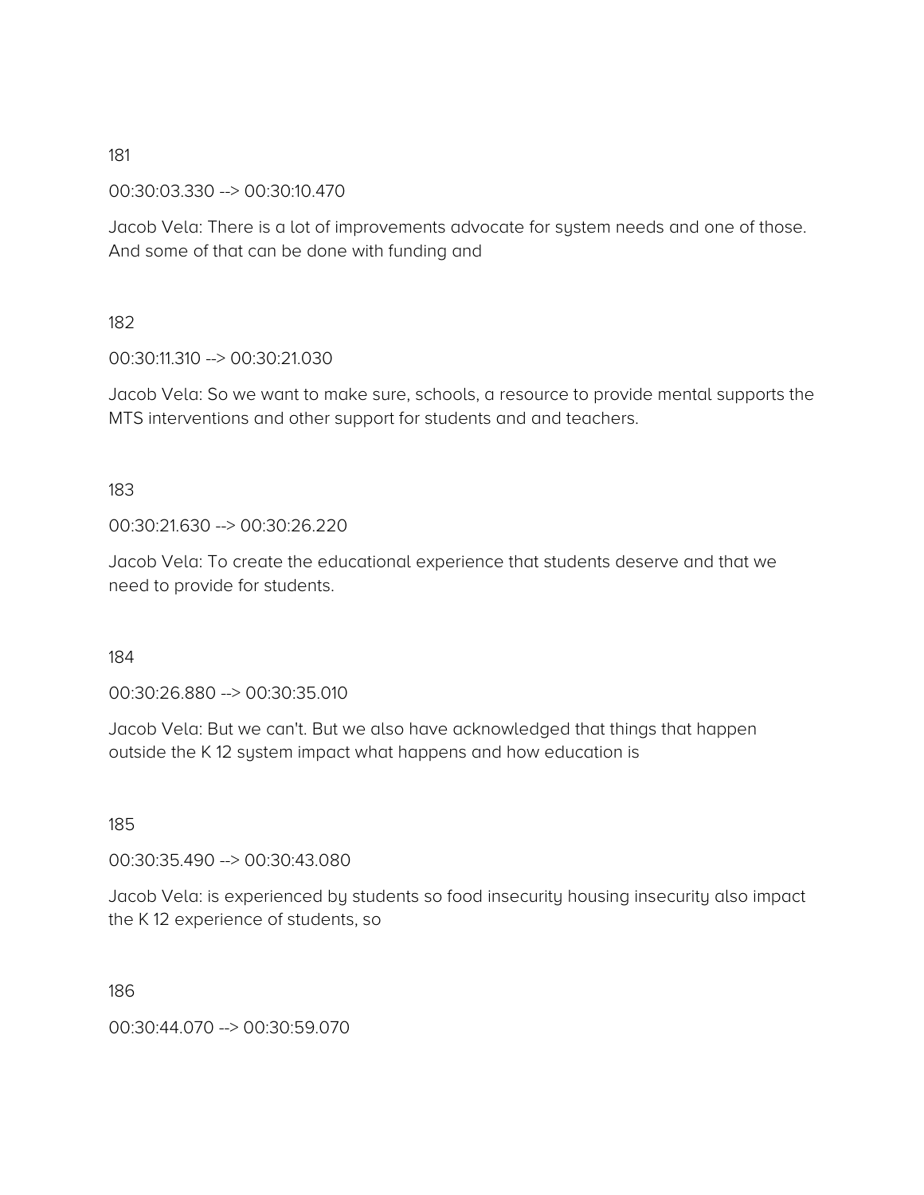181

00:30:03.330 --> 00:30:10.470

Jacob Vela: There is a lot of improvements advocate for system needs and one of those. And some of that can be done with funding and

182

00:30:11.310 --> 00:30:21.030

Jacob Vela: So we want to make sure, schools, a resource to provide mental supports the MTS interventions and other support for students and and teachers.

183

00:30:21.630 --> 00:30:26.220

Jacob Vela: To create the educational experience that students deserve and that we need to provide for students.

184

00:30:26.880 --> 00:30:35.010

Jacob Vela: But we can't. But we also have acknowledged that things that happen outside the K 12 system impact what happens and how education is

185

00:30:35.490 --> 00:30:43.080

Jacob Vela: is experienced by students so food insecurity housing insecurity also impact the K 12 experience of students, so

186

00:30:44.070 --> 00:30:59.070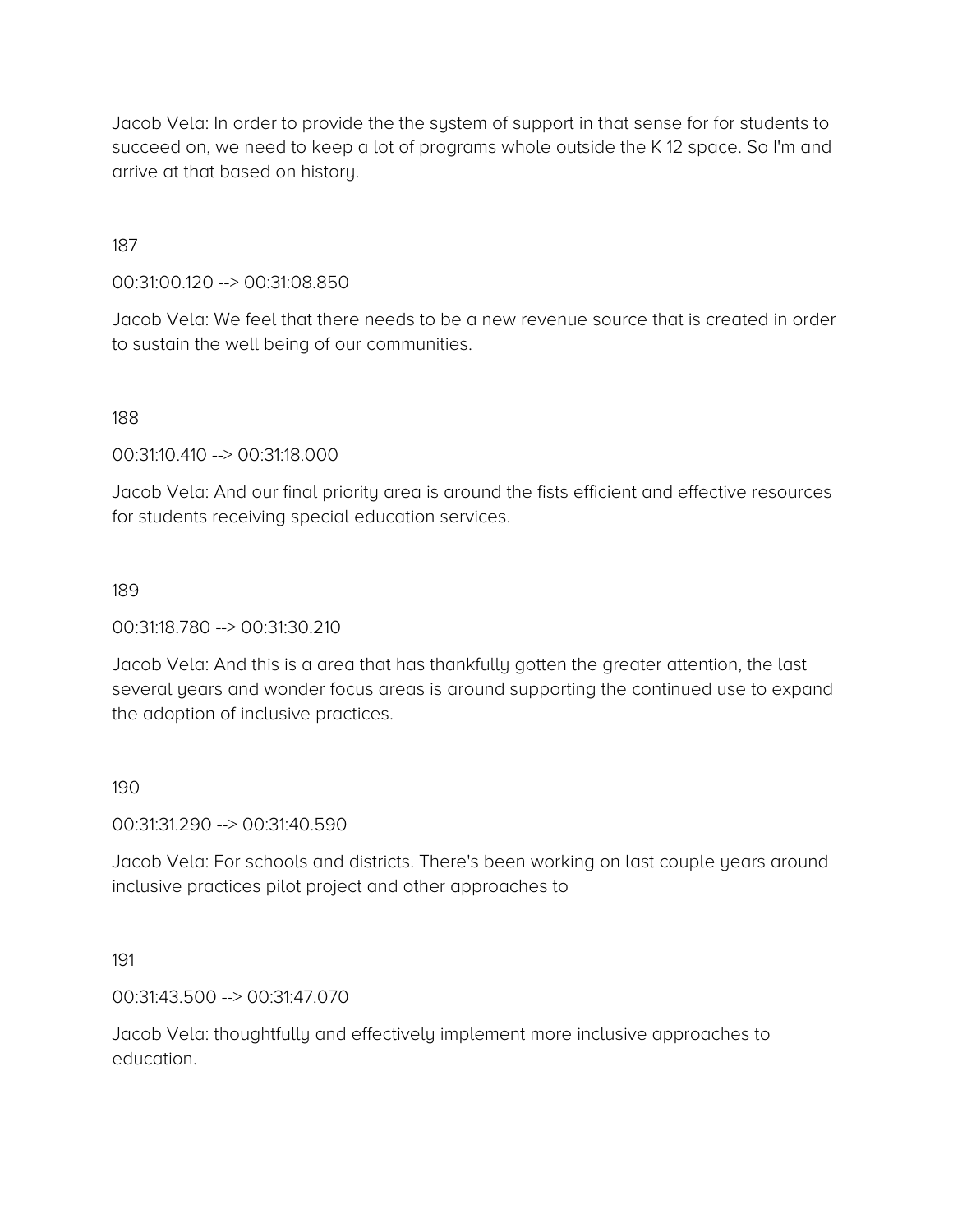Jacob Vela: In order to provide the the system of support in that sense for for students to succeed on, we need to keep a lot of programs whole outside the K 12 space. So I'm and arrive at that based on history.

187

00:31:00.120 --> 00:31:08.850

Jacob Vela: We feel that there needs to be a new revenue source that is created in order to sustain the well being of our communities.

188

00:31:10.410 --> 00:31:18.000

Jacob Vela: And our final priority area is around the fists efficient and effective resources for students receiving special education services.

189

00:31:18.780 --> 00:31:30.210

Jacob Vela: And this is a area that has thankfully gotten the greater attention, the last several years and wonder focus areas is around supporting the continued use to expand the adoption of inclusive practices.

190

00:31:31.290 --> 00:31:40.590

Jacob Vela: For schools and districts. There's been working on last couple years around inclusive practices pilot project and other approaches to

191

00:31:43.500 --> 00:31:47.070

Jacob Vela: thoughtfully and effectively implement more inclusive approaches to education.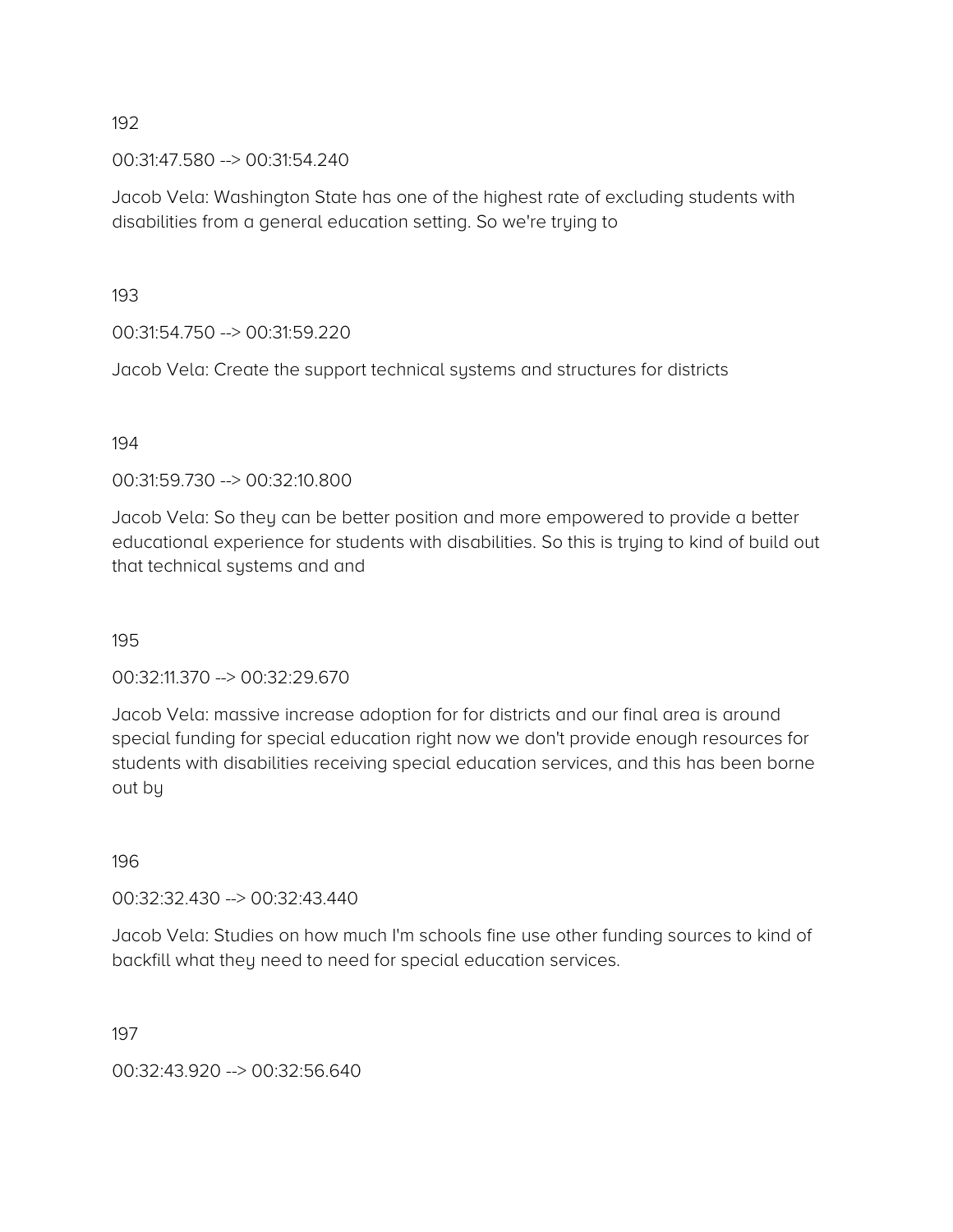192

00:31:47.580 --> 00:31:54.240

Jacob Vela: Washington State has one of the highest rate of excluding students with disabilities from a general education setting. So we're trying to

193

00:31:54.750 --> 00:31:59.220

Jacob Vela: Create the support technical systems and structures for districts

194

00:31:59.730 --> 00:32:10.800

Jacob Vela: So they can be better position and more empowered to provide a better educational experience for students with disabilities. So this is trying to kind of build out that technical systems and and

195

00:32:11.370 --> 00:32:29.670

Jacob Vela: massive increase adoption for for districts and our final area is around special funding for special education right now we don't provide enough resources for students with disabilities receiving special education services, and this has been borne out by

196

00:32:32.430 --> 00:32:43.440

Jacob Vela: Studies on how much I'm schools fine use other funding sources to kind of backfill what they need to need for special education services.

197

00:32:43.920 --> 00:32:56.640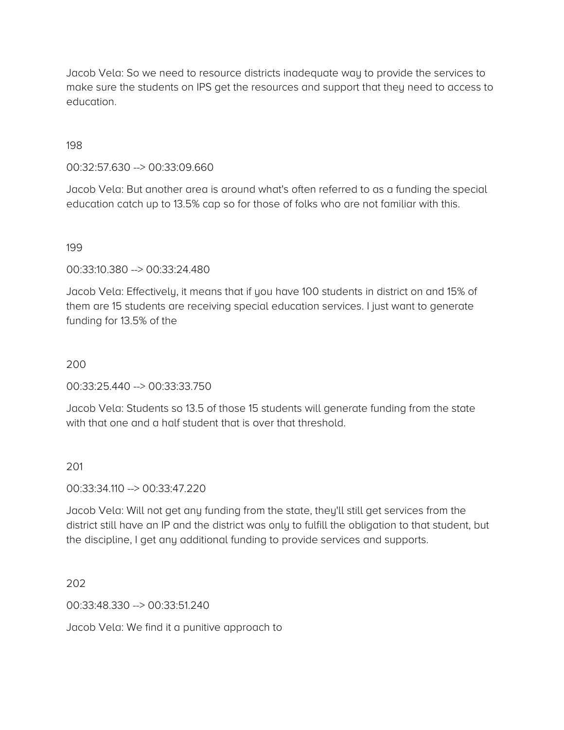Jacob Vela: So we need to resource districts inadequate way to provide the services to make sure the students on IPS get the resources and support that they need to access to education.

198

00:32:57.630 --> 00:33:09.660

Jacob Vela: But another area is around what's often referred to as a funding the special education catch up to 13.5% cap so for those of folks who are not familiar with this.

199

00:33:10.380 --> 00:33:24.480

Jacob Vela: Effectively, it means that if you have 100 students in district on and 15% of them are 15 students are receiving special education services. I just want to generate funding for 13.5% of the

200

00:33:25.440 --> 00:33:33.750

Jacob Vela: Students so 13.5 of those 15 students will generate funding from the state with that one and a half student that is over that threshold.

201

00:33:34.110 --> 00:33:47.220

Jacob Vela: Will not get any funding from the state, they'll still get services from the district still have an IP and the district was only to fulfill the obligation to that student, but the discipline, I get any additional funding to provide services and supports.

202

00:33:48.330 --> 00:33:51.240

Jacob Vela: We find it a punitive approach to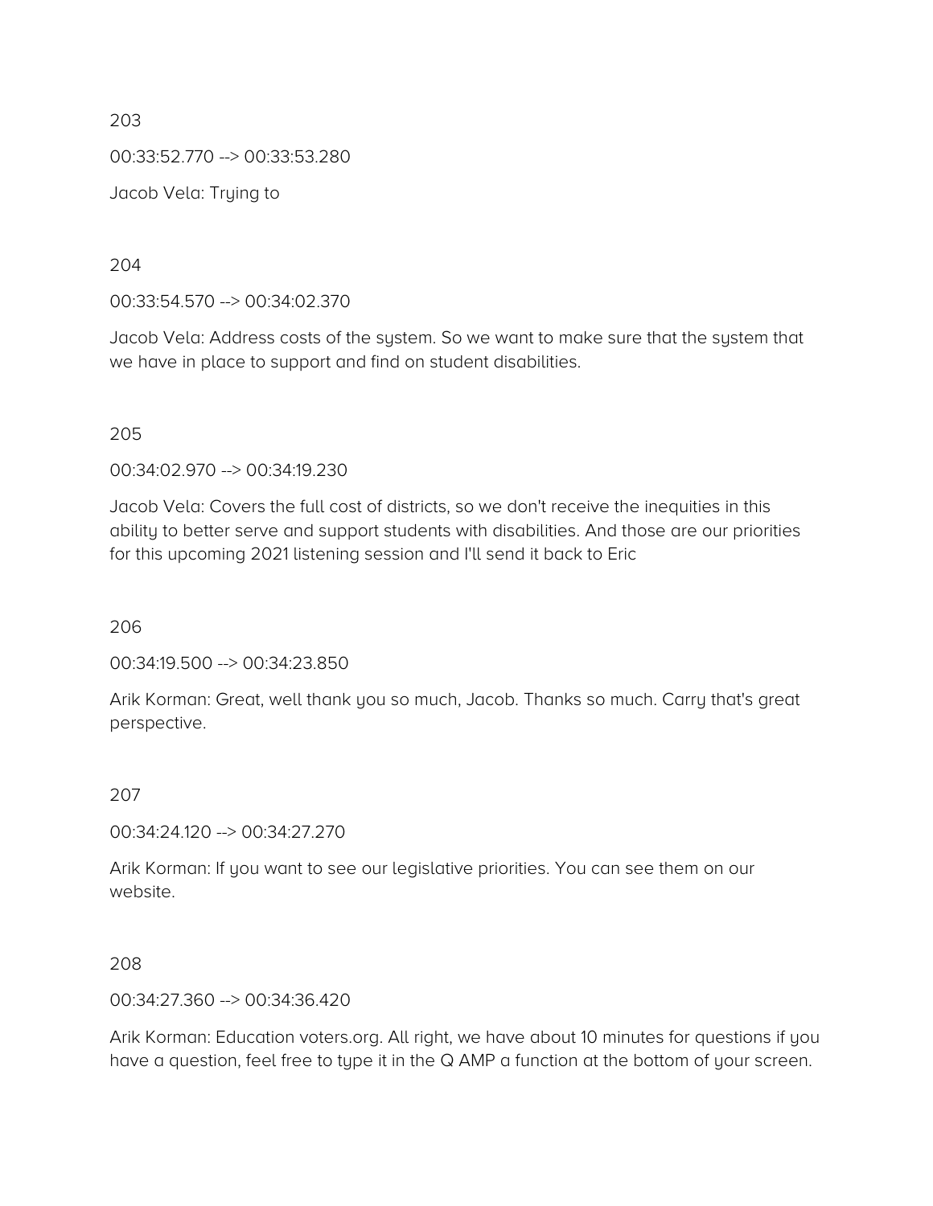203

00:33:52.770 --> 00:33:53.280

Jacob Vela: Trying to

204

00:33:54.570 --> 00:34:02.370

Jacob Vela: Address costs of the system. So we want to make sure that the system that we have in place to support and find on student disabilities.

205

00:34:02.970 --> 00:34:19.230

Jacob Vela: Covers the full cost of districts, so we don't receive the inequities in this ability to better serve and support students with disabilities. And those are our priorities for this upcoming 2021 listening session and I'll send it back to Eric

206

00:34:19.500 --> 00:34:23.850

Arik Korman: Great, well thank you so much, Jacob. Thanks so much. Carry that's great perspective.

207

00:34:24.120 --> 00:34:27.270

Arik Korman: If you want to see our legislative priorities. You can see them on our website.

208

00:34:27.360 --> 00:34:36.420

Arik Korman: Education voters.org. All right, we have about 10 minutes for questions if you have a question, feel free to type it in the Q AMP a function at the bottom of your screen.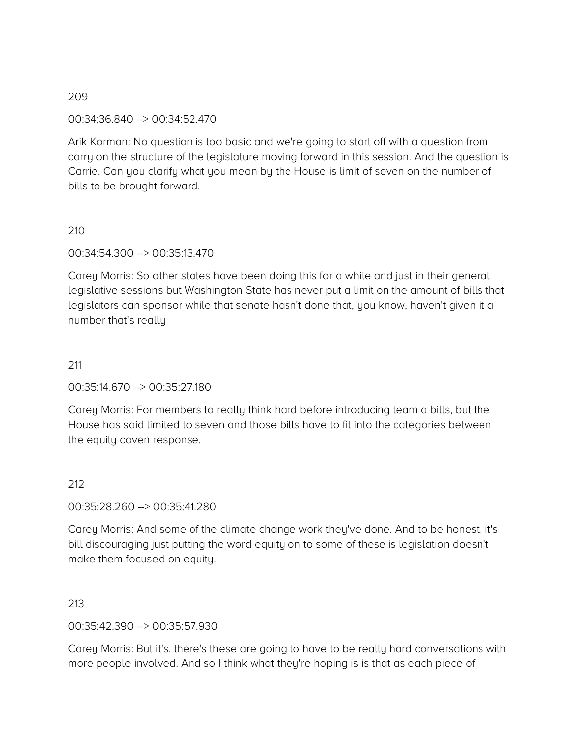209

00:34:36.840 --> 00:34:52.470

Arik Korman: No question is too basic and we're going to start off with a question from carry on the structure of the legislature moving forward in this session. And the question is Carrie. Can you clarify what you mean by the House is limit of seven on the number of bills to be brought forward.

210

00:34:54.300 --> 00:35:13.470

Carey Morris: So other states have been doing this for a while and just in their general legislative sessions but Washington State has never put a limit on the amount of bills that legislators can sponsor while that senate hasn't done that, you know, haven't given it a number that's really

211

00:35:14.670 --> 00:35:27.180

Carey Morris: For members to really think hard before introducing team a bills, but the House has said limited to seven and those bills have to fit into the categories between the equity coven response.

212

00:35:28.260 --> 00:35:41.280

Carey Morris: And some of the climate change work they've done. And to be honest, it's bill discouraging just putting the word equity on to some of these is legislation doesn't make them focused on equity.

213

00:35:42.390 --> 00:35:57.930

Carey Morris: But it's, there's these are going to have to be really hard conversations with more people involved. And so I think what they're hoping is is that as each piece of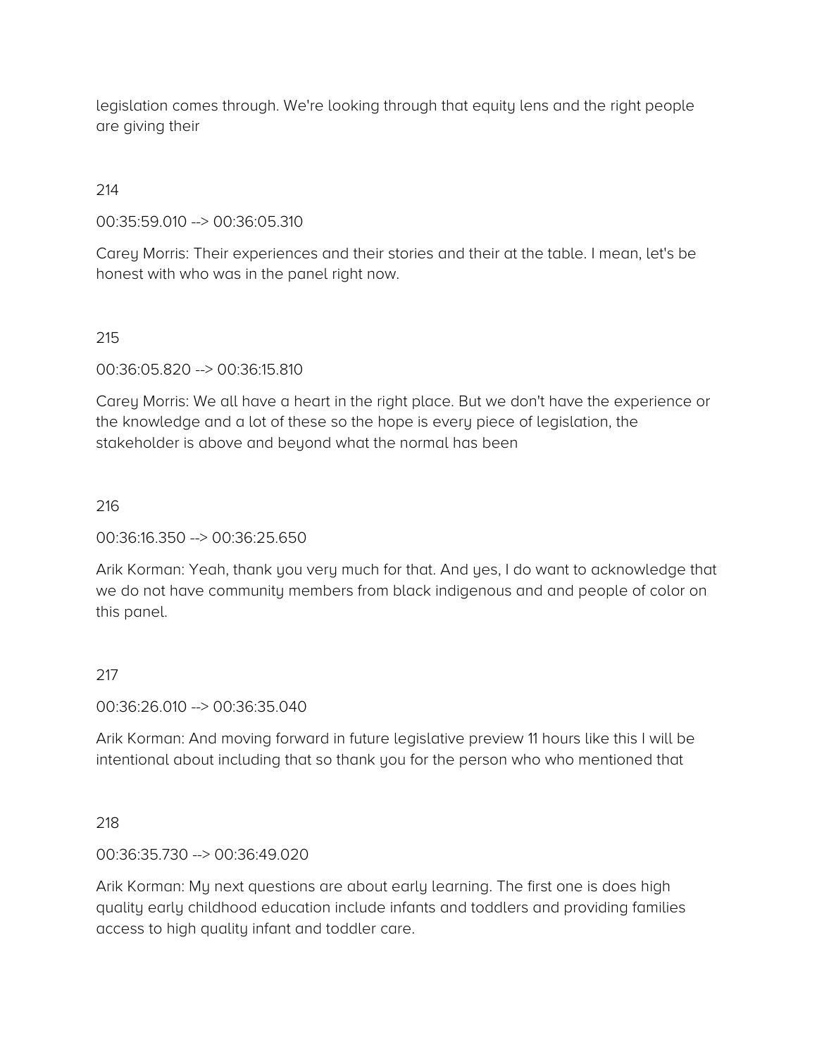legislation comes through. We're looking through that equity lens and the right people are giving their

214

00:35:59.010 --> 00:36:05.310

Carey Morris: Their experiences and their stories and their at the table. I mean, let's be honest with who was in the panel right now.

215

00:36:05.820 --> 00:36:15.810

Carey Morris: We all have a heart in the right place. But we don't have the experience or the knowledge and a lot of these so the hope is every piece of legislation, the stakeholder is above and beyond what the normal has been

216

00:36:16.350 --> 00:36:25.650

Arik Korman: Yeah, thank you very much for that. And yes, I do want to acknowledge that we do not have community members from black indigenous and and people of color on this panel.

217

00:36:26.010 --> 00:36:35.040

Arik Korman: And moving forward in future legislative preview 11 hours like this I will be intentional about including that so thank you for the person who who mentioned that

218

00:36:35.730 --> 00:36:49.020

Arik Korman: My next questions are about early learning. The first one is does high quality early childhood education include infants and toddlers and providing families access to high quality infant and toddler care.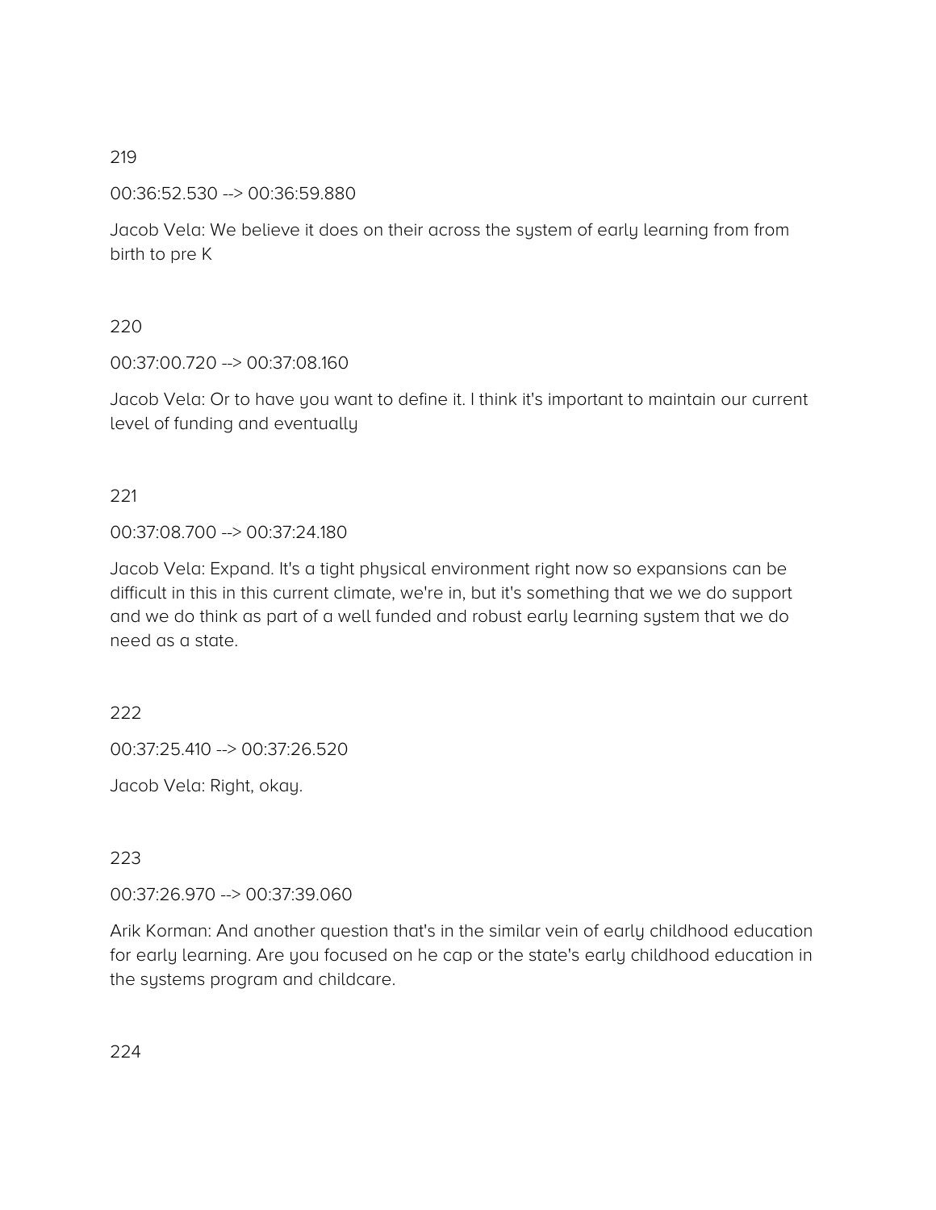219

00:36:52.530 --> 00:36:59.880

Jacob Vela: We believe it does on their across the system of early learning from from birth to pre K

220

00:37:00.720 --> 00:37:08.160

Jacob Vela: Or to have you want to define it. I think it's important to maintain our current level of funding and eventually

221

00:37:08.700 --> 00:37:24.180

Jacob Vela: Expand. It's a tight physical environment right now so expansions can be difficult in this in this current climate, we're in, but it's something that we we do support and we do think as part of a well funded and robust early learning system that we do need as a state.

222

00:37:25.410 --> 00:37:26.520

Jacob Vela: Right, okay.

223

00:37:26.970 --> 00:37:39.060

Arik Korman: And another question that's in the similar vein of early childhood education for early learning. Are you focused on he cap or the state's early childhood education in the systems program and childcare.

224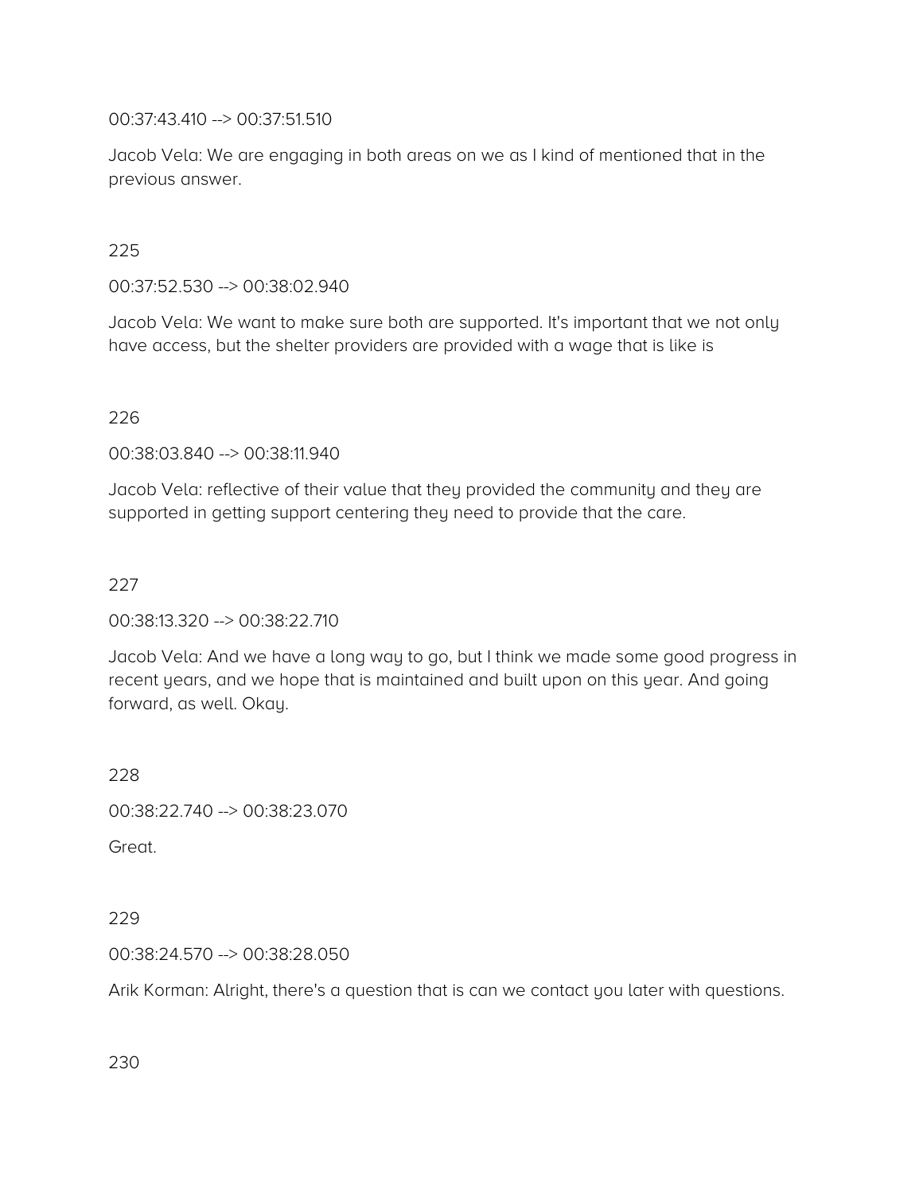00:37:43.410 --> 00:37:51.510

Jacob Vela: We are engaging in both areas on we as I kind of mentioned that in the previous answer.

225

00:37:52.530 --> 00:38:02.940

Jacob Vela: We want to make sure both are supported. It's important that we not only have access, but the shelter providers are provided with a wage that is like is

226

00:38:03.840 --> 00:38:11.940

Jacob Vela: reflective of their value that they provided the community and they are supported in getting support centering they need to provide that the care.

227

00:38:13.320 --> 00:38:22.710

Jacob Vela: And we have a long way to go, but I think we made some good progress in recent years, and we hope that is maintained and built upon on this year. And going forward, as well. Okay.

228

00:38:22.740 --> 00:38:23.070

Great.

229

00:38:24.570 --> 00:38:28.050

Arik Korman: Alright, there's a question that is can we contact you later with questions.

230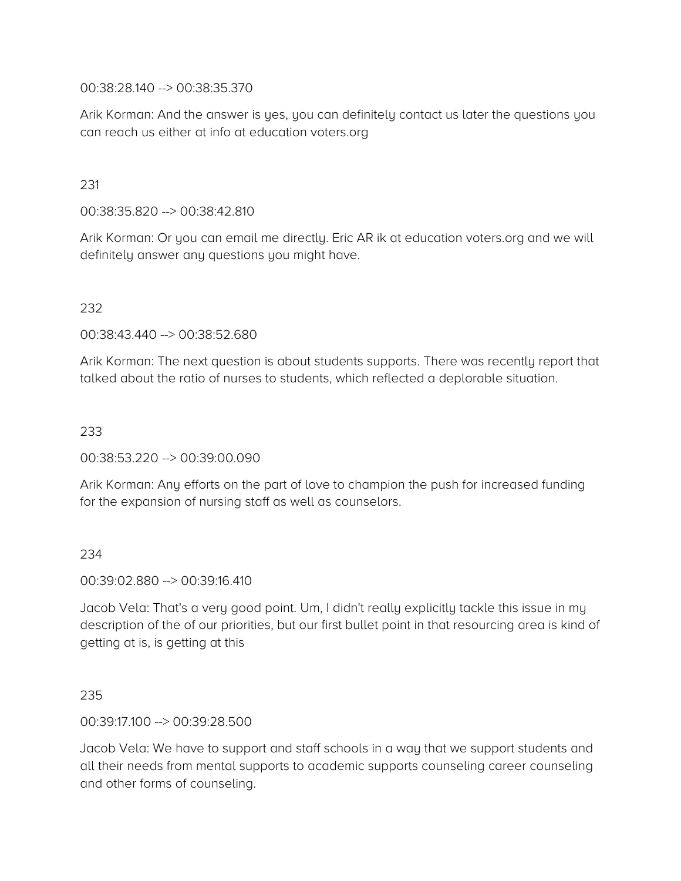00:38:28.140 --> 00:38:35.370

Arik Korman: And the answer is yes, you can definitely contact us later the questions you can reach us either at info at education voters.org

231

00:38:35.820 --> 00:38:42.810

Arik Korman: Or you can email me directly. Eric AR ik at education voters.org and we will definitely answer any questions you might have.

232

00:38:43.440 --> 00:38:52.680

Arik Korman: The next question is about students supports. There was recently report that talked about the ratio of nurses to students, which reflected a deplorable situation.

233

00:38:53.220 --> 00:39:00.090

Arik Korman: Any efforts on the part of love to champion the push for increased funding for the expansion of nursing staff as well as counselors.

234

00:39:02.880 --> 00:39:16.410

Jacob Vela: That's a very good point. Um, I didn't really explicitly tackle this issue in my description of the of our priorities, but our first bullet point in that resourcing area is kind of getting at is, is getting at this

235

00:39:17.100 --> 00:39:28.500

Jacob Vela: We have to support and staff schools in a way that we support students and all their needs from mental supports to academic supports counseling career counseling and other forms of counseling.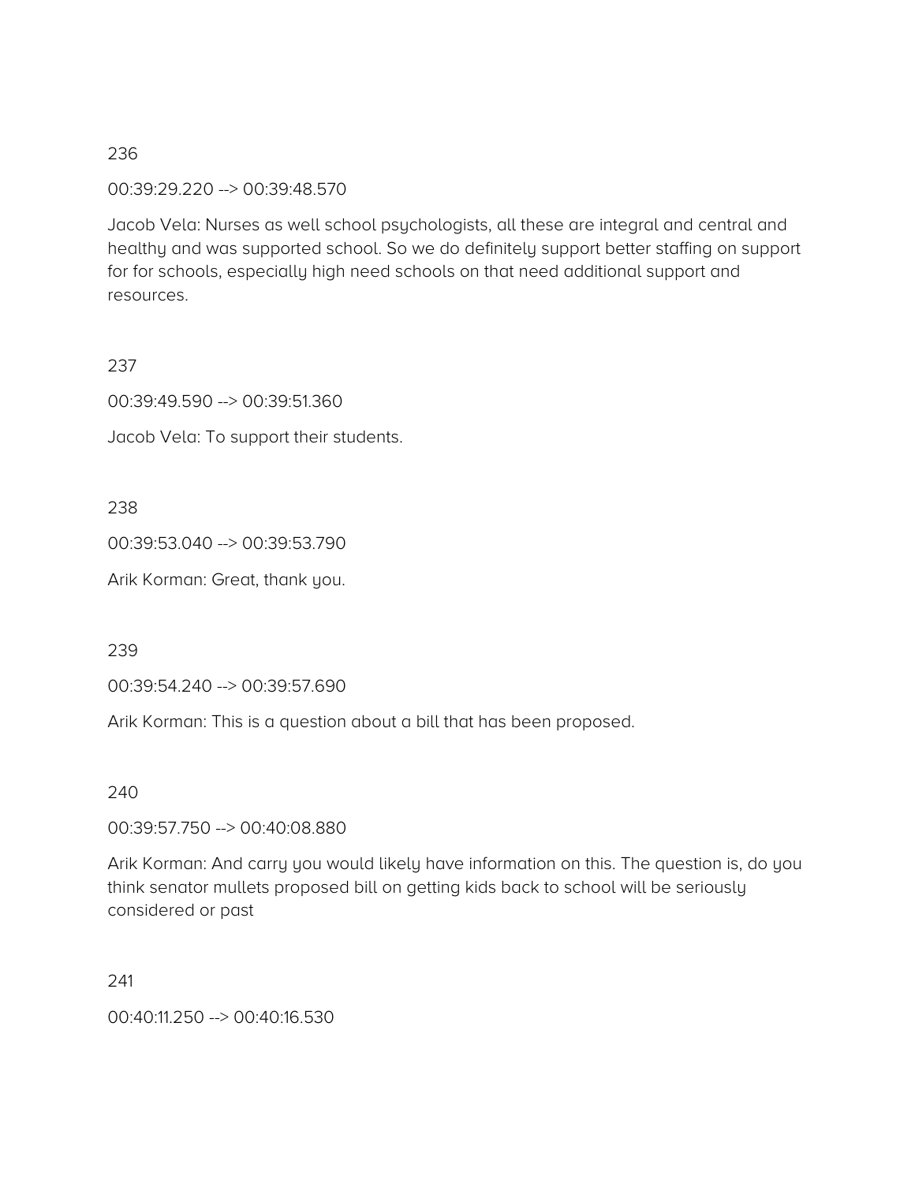236

00:39:29.220 --> 00:39:48.570

Jacob Vela: Nurses as well school psychologists, all these are integral and central and healthy and was supported school. So we do definitely support better staffing on support for for schools, especially high need schools on that need additional support and resources.

237

00:39:49.590 --> 00:39:51.360

Jacob Vela: To support their students.

238

00:39:53.040 --> 00:39:53.790

Arik Korman: Great, thank you.

239

00:39:54.240 --> 00:39:57.690

Arik Korman: This is a question about a bill that has been proposed.

240

00:39:57.750 --> 00:40:08.880

Arik Korman: And carry you would likely have information on this. The question is, do you think senator mullets proposed bill on getting kids back to school will be seriously considered or past

241

00:40:11.250 --> 00:40:16.530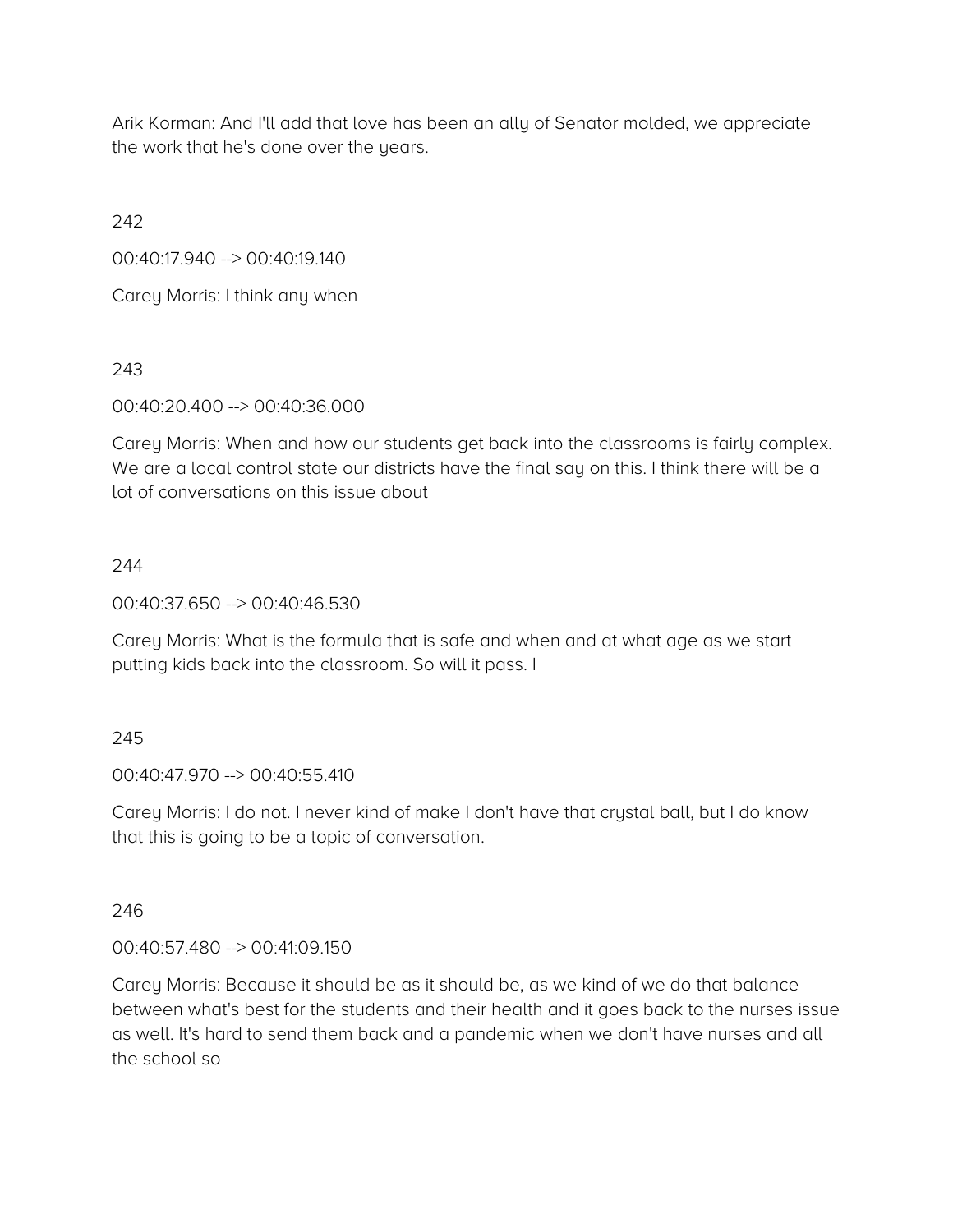Arik Korman: And I'll add that love has been an ally of Senator molded, we appreciate the work that he's done over the years.

242

00:40:17.940 --> 00:40:19.140

Carey Morris: I think any when

243

00:40:20.400 --> 00:40:36.000

Carey Morris: When and how our students get back into the classrooms is fairly complex. We are a local control state our districts have the final say on this. I think there will be a lot of conversations on this issue about

244

00:40:37.650 --> 00:40:46.530

Carey Morris: What is the formula that is safe and when and at what age as we start putting kids back into the classroom. So will it pass. I

245

00:40:47.970 --> 00:40:55.410

Carey Morris: I do not. I never kind of make I don't have that crystal ball, but I do know that this is going to be a topic of conversation.

246

00:40:57.480 --> 00:41:09.150

Carey Morris: Because it should be as it should be, as we kind of we do that balance between what's best for the students and their health and it goes back to the nurses issue as well. It's hard to send them back and a pandemic when we don't have nurses and all the school so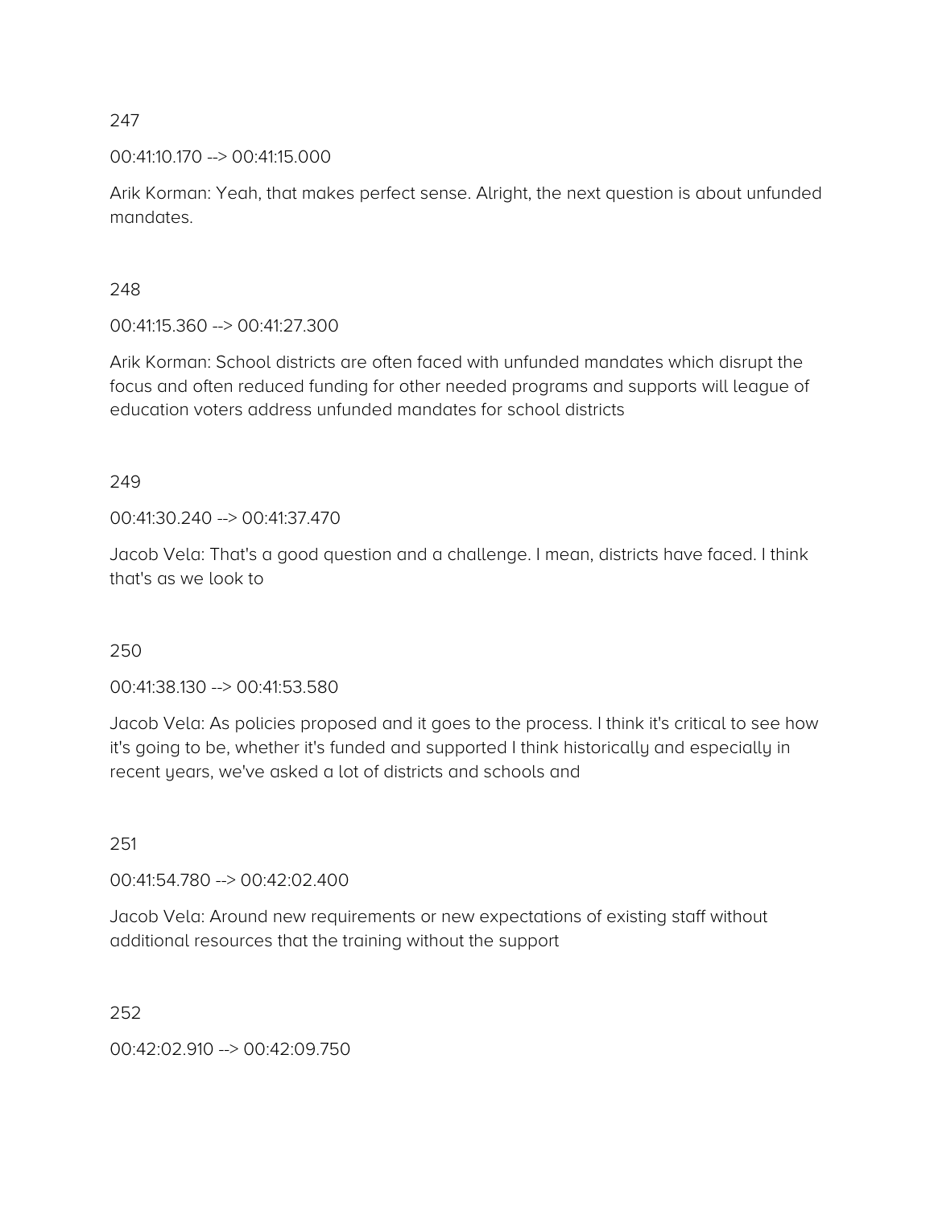247

00:41:10.170 --> 00:41:15.000

Arik Korman: Yeah, that makes perfect sense. Alright, the next question is about unfunded mandates.

248

00:41:15.360 --> 00:41:27.300

Arik Korman: School districts are often faced with unfunded mandates which disrupt the focus and often reduced funding for other needed programs and supports will league of education voters address unfunded mandates for school districts

249

00:41:30.240 --> 00:41:37.470

Jacob Vela: That's a good question and a challenge. I mean, districts have faced. I think that's as we look to

250

00:41:38.130 --> 00:41:53.580

Jacob Vela: As policies proposed and it goes to the process. I think it's critical to see how it's going to be, whether it's funded and supported I think historically and especially in recent years, we've asked a lot of districts and schools and

251

00:41:54.780 --> 00:42:02.400

Jacob Vela: Around new requirements or new expectations of existing staff without additional resources that the training without the support

252

00:42:02.910 --> 00:42:09.750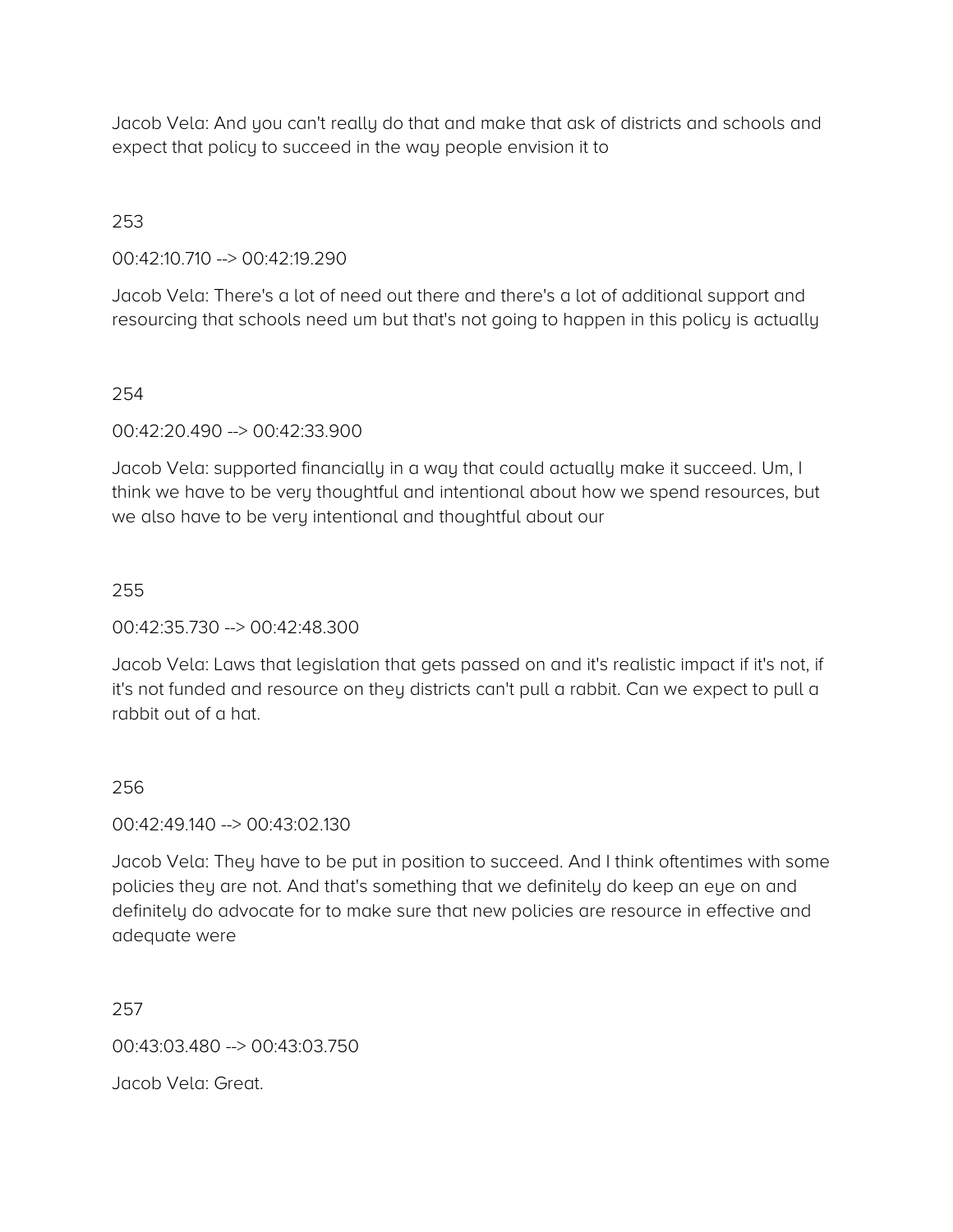Jacob Vela: And you can't really do that and make that ask of districts and schools and expect that policy to succeed in the way people envision it to

253

00:42:10.710 --> 00:42:19.290

Jacob Vela: There's a lot of need out there and there's a lot of additional support and resourcing that schools need um but that's not going to happen in this policy is actually

254

00:42:20.490 --> 00:42:33.900

Jacob Vela: supported financially in a way that could actually make it succeed. Um, I think we have to be very thoughtful and intentional about how we spend resources, but we also have to be very intentional and thoughtful about our

255

00:42:35.730 --> 00:42:48.300

Jacob Vela: Laws that legislation that gets passed on and it's realistic impact if it's not, if it's not funded and resource on they districts can't pull a rabbit. Can we expect to pull a rabbit out of a hat.

256

00:42:49.140 --> 00:43:02.130

Jacob Vela: They have to be put in position to succeed. And I think oftentimes with some policies they are not. And that's something that we definitely do keep an eye on and definitely do advocate for to make sure that new policies are resource in effective and adequate were

257

00:43:03.480 --> 00:43:03.750

Jacob Vela: Great.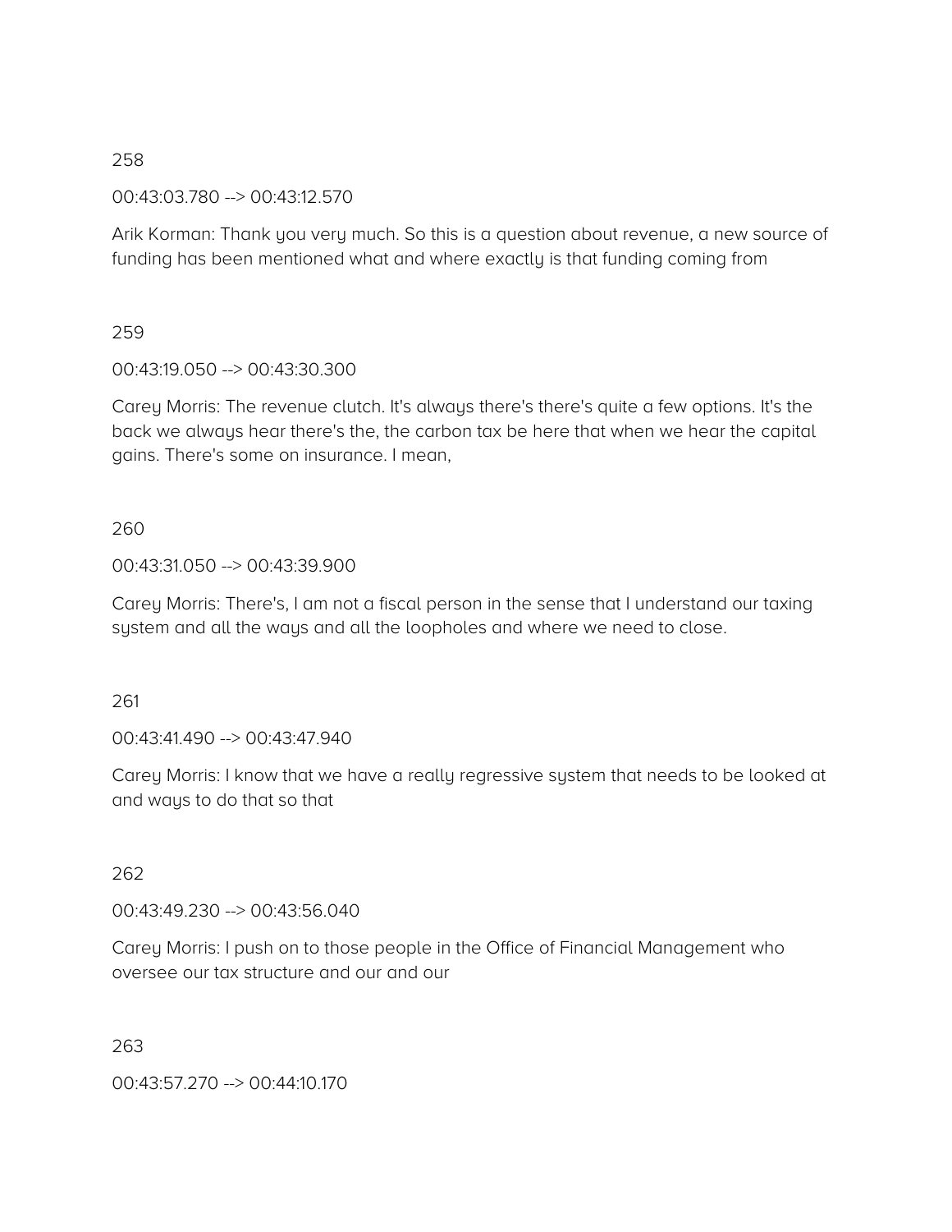258

00:43:03.780 --> 00:43:12.570

Arik Korman: Thank you very much. So this is a question about revenue, a new source of funding has been mentioned what and where exactly is that funding coming from

259

00:43:19.050 --> 00:43:30.300

Carey Morris: The revenue clutch. It's always there's there's quite a few options. It's the back we always hear there's the, the carbon tax be here that when we hear the capital gains. There's some on insurance. I mean,

260

00:43:31.050 --> 00:43:39.900

Carey Morris: There's, I am not a fiscal person in the sense that I understand our taxing system and all the ways and all the loopholes and where we need to close.

261

00:43:41.490 --> 00:43:47.940

Carey Morris: I know that we have a really regressive system that needs to be looked at and ways to do that so that

262

00:43:49.230 --> 00:43:56.040

Carey Morris: I push on to those people in the Office of Financial Management who oversee our tax structure and our and our

263

00:43:57.270 --> 00:44:10.170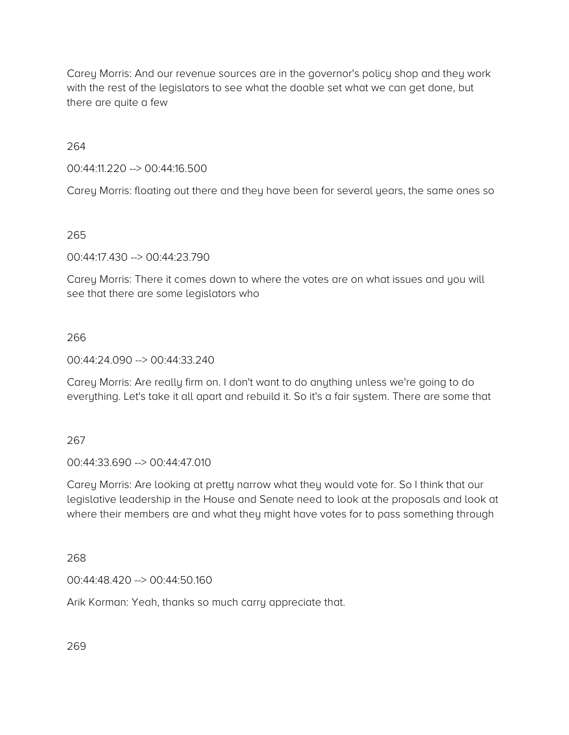Carey Morris: And our revenue sources are in the governor's policy shop and they work with the rest of the legislators to see what the doable set what we can get done, but there are quite a few

264

00:44:11.220 --> 00:44:16.500

Carey Morris: floating out there and they have been for several years, the same ones so

265

00:44:17.430 --> 00:44:23.790

Carey Morris: There it comes down to where the votes are on what issues and you will see that there are some legislators who

266

00:44:24.090 --> 00:44:33.240

Carey Morris: Are really firm on. I don't want to do anything unless we're going to do everything. Let's take it all apart and rebuild it. So it's a fair system. There are some that

267

00:44:33.690 --> 00:44:47.010

Carey Morris: Are looking at pretty narrow what they would vote for. So I think that our legislative leadership in the House and Senate need to look at the proposals and look at where their members are and what they might have votes for to pass something through

268

00:44:48.420 --> 00:44:50.160

Arik Korman: Yeah, thanks so much carry appreciate that.

269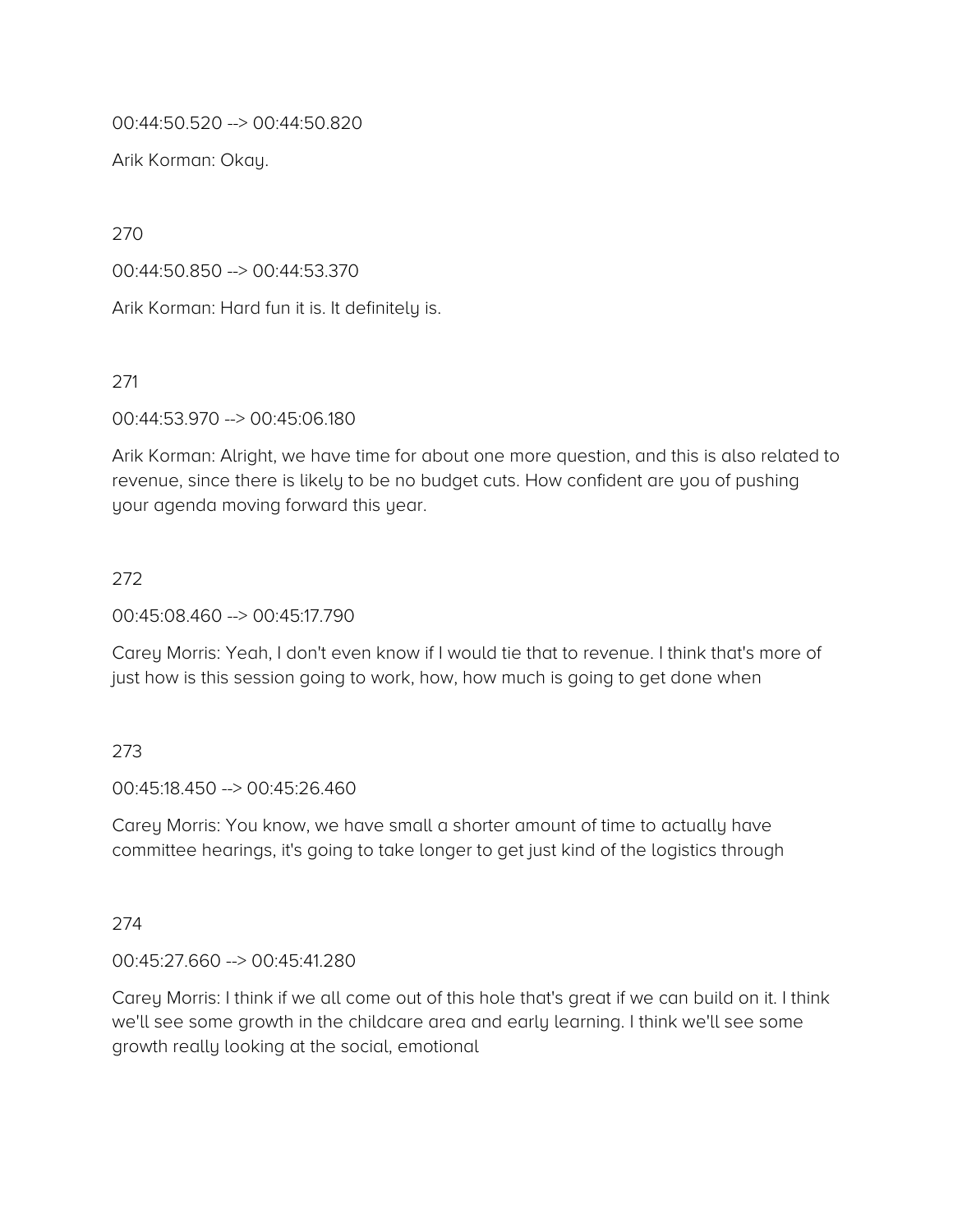00:44:50.520 --> 00:44:50.820

Arik Korman: Okay.

270

00:44:50.850 --> 00:44:53.370

Arik Korman: Hard fun it is. It definitely is.

271

00:44:53.970 --> 00:45:06.180

Arik Korman: Alright, we have time for about one more question, and this is also related to revenue, since there is likely to be no budget cuts. How confident are you of pushing your agenda moving forward this year.

272

00:45:08.460 --> 00:45:17.790

Carey Morris: Yeah, I don't even know if I would tie that to revenue. I think that's more of just how is this session going to work, how, how much is going to get done when

273

00:45:18.450 --> 00:45:26.460

Carey Morris: You know, we have small a shorter amount of time to actually have committee hearings, it's going to take longer to get just kind of the logistics through

274

00:45:27.660 --> 00:45:41.280

Carey Morris: I think if we all come out of this hole that's great if we can build on it. I think we'll see some growth in the childcare area and early learning. I think we'll see some growth really looking at the social, emotional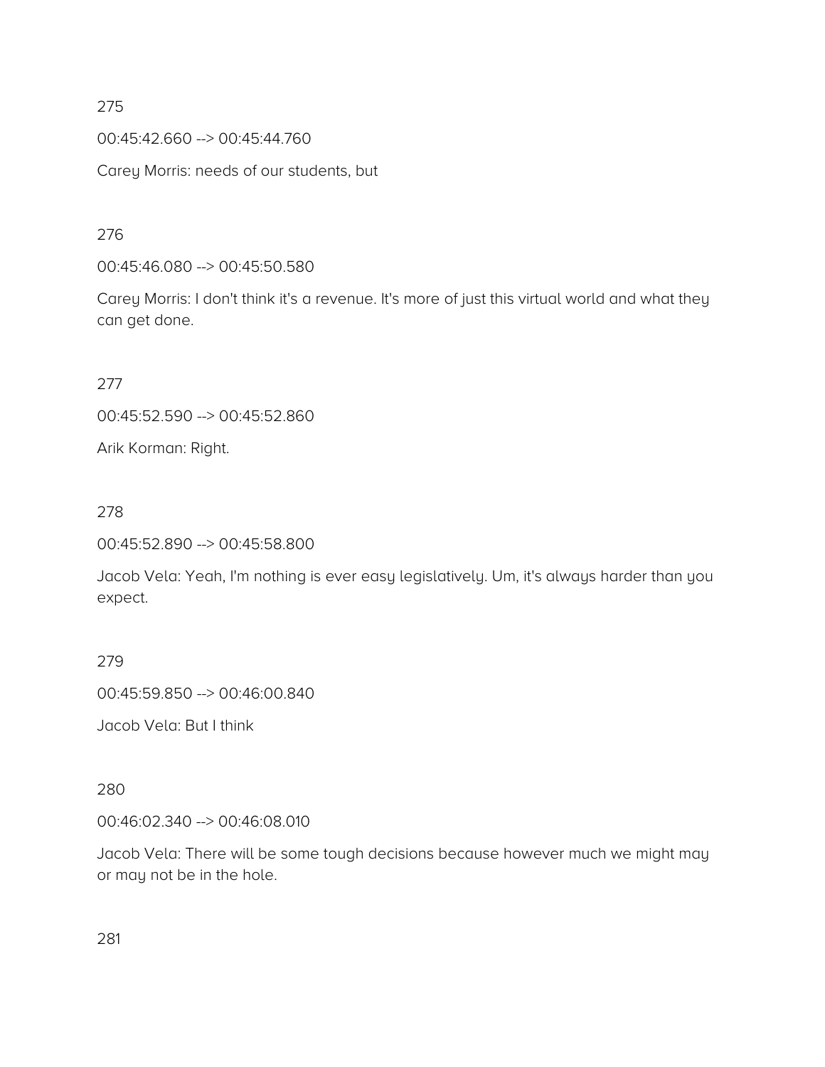275

00:45:42.660 --> 00:45:44.760

Carey Morris: needs of our students, but

276

00:45:46.080 --> 00:45:50.580

Carey Morris: I don't think it's a revenue. It's more of just this virtual world and what they can get done.

277

00:45:52.590 --> 00:45:52.860

Arik Korman: Right.

278

00:45:52.890 --> 00:45:58.800

Jacob Vela: Yeah, I'm nothing is ever easy legislatively. Um, it's always harder than you expect.

279

00:45:59.850 --> 00:46:00.840

Jacob Vela: But I think

280

00:46:02.340 --> 00:46:08.010

Jacob Vela: There will be some tough decisions because however much we might may or may not be in the hole.

281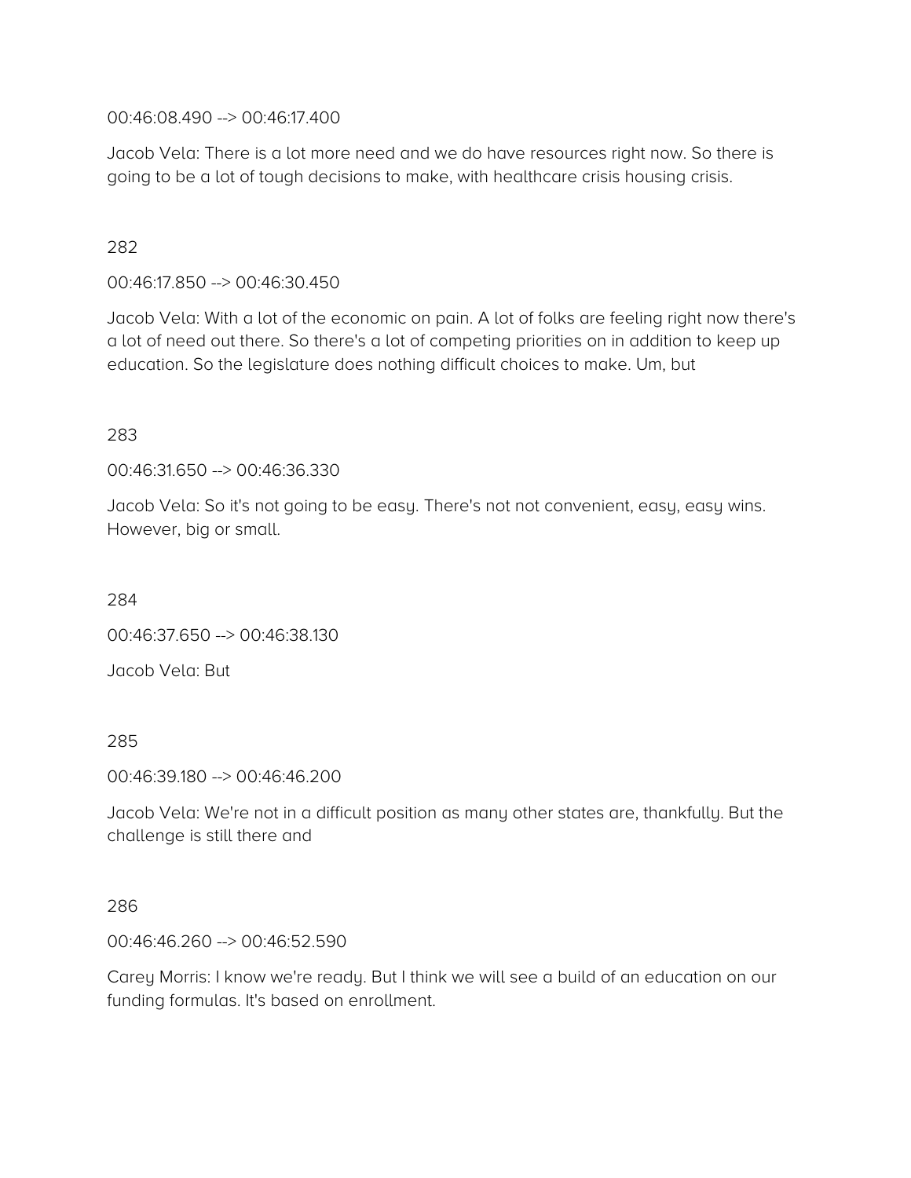00:46:08.490 --> 00:46:17.400

Jacob Vela: There is a lot more need and we do have resources right now. So there is going to be a lot of tough decisions to make, with healthcare crisis housing crisis.

282

00:46:17.850 --> 00:46:30.450

Jacob Vela: With a lot of the economic on pain. A lot of folks are feeling right now there's a lot of need out there. So there's a lot of competing priorities on in addition to keep up education. So the legislature does nothing difficult choices to make. Um, but

283

00:46:31.650 --> 00:46:36.330

Jacob Vela: So it's not going to be easy. There's not not convenient, easy, easy wins. However, big or small.

284

00:46:37.650 --> 00:46:38.130

Jacob Vela: But

285

00:46:39.180 --> 00:46:46.200

Jacob Vela: We're not in a difficult position as many other states are, thankfully. But the challenge is still there and

286

00:46:46.260 --> 00:46:52.590

Carey Morris: I know we're ready. But I think we will see a build of an education on our funding formulas. It's based on enrollment.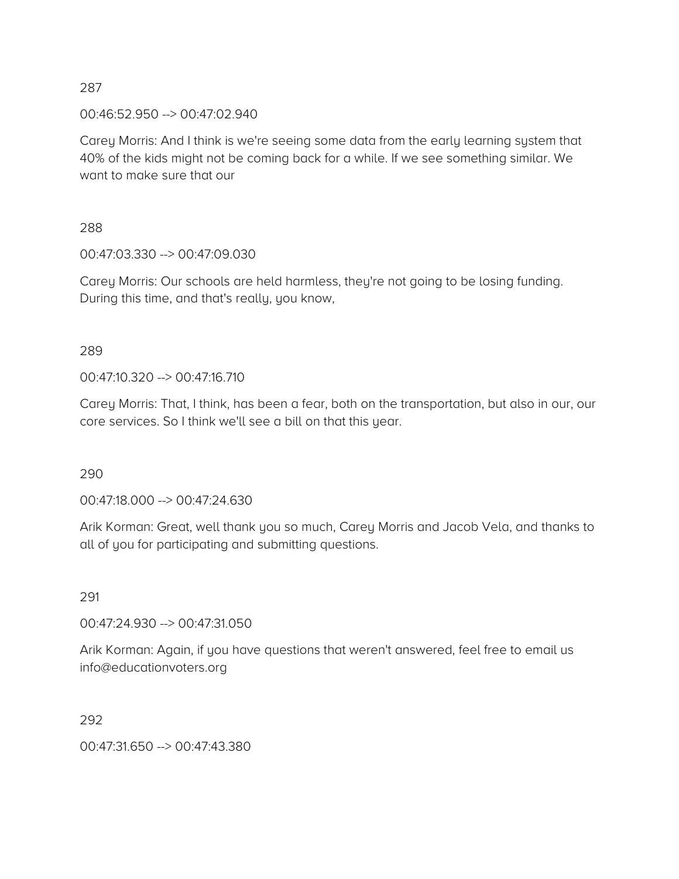287

00:46:52.950 --> 00:47:02.940

Carey Morris: And I think is we're seeing some data from the early learning system that 40% of the kids might not be coming back for a while. If we see something similar. We want to make sure that our

288

00:47:03.330 --> 00:47:09.030

Carey Morris: Our schools are held harmless, they're not going to be losing funding. During this time, and that's really, you know,

289

00:47:10.320 --> 00:47:16.710

Carey Morris: That, I think, has been a fear, both on the transportation, but also in our, our core services. So I think we'll see a bill on that this year.

290

00:47:18.000 --> 00:47:24.630

Arik Korman: Great, well thank you so much, Carey Morris and Jacob Vela, and thanks to all of you for participating and submitting questions.

291

00:47:24.930 --> 00:47:31.050

Arik Korman: Again, if you have questions that weren't answered, feel free to email us info@educationvoters.org

292

00:47:31.650 --> 00:47:43.380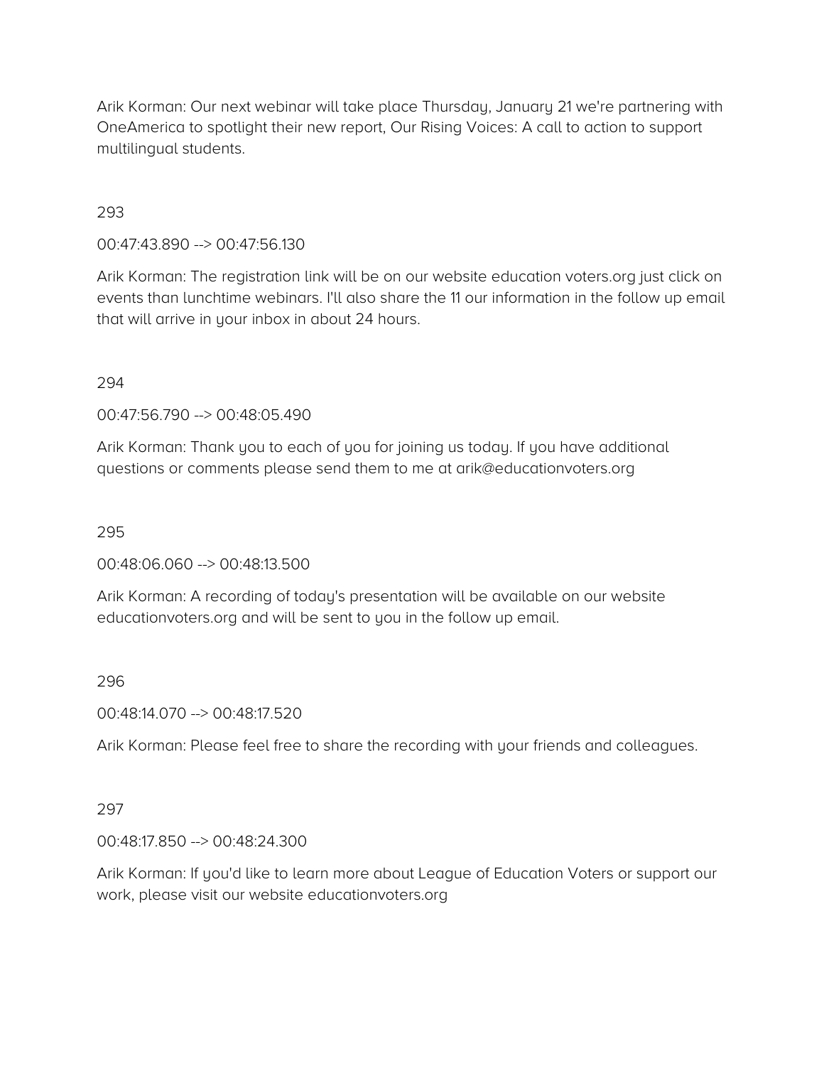Arik Korman: Our next webinar will take place Thursday, January 21 we're partnering with OneAmerica to spotlight their new report, Our Rising Voices: A call to action to support multilingual students.

293

00:47:43.890 --> 00:47:56.130

Arik Korman: The registration link will be on our website education voters.org just click on events than lunchtime webinars. I'll also share the 11 our information in the follow up email that will arrive in your inbox in about 24 hours.

294

00:47:56.790 --> 00:48:05.490

Arik Korman: Thank you to each of you for joining us today. If you have additional questions or comments please send them to me at arik@educationvoters.org

295

00:48:06.060 --> 00:48:13.500

Arik Korman: A recording of today's presentation will be available on our website educationvoters.org and will be sent to you in the follow up email.

296

00:48:14.070 --> 00:48:17.520

Arik Korman: Please feel free to share the recording with your friends and colleagues.

297

00:48:17.850 --> 00:48:24.300

Arik Korman: If you'd like to learn more about League of Education Voters or support our work, please visit our website educationvoters.org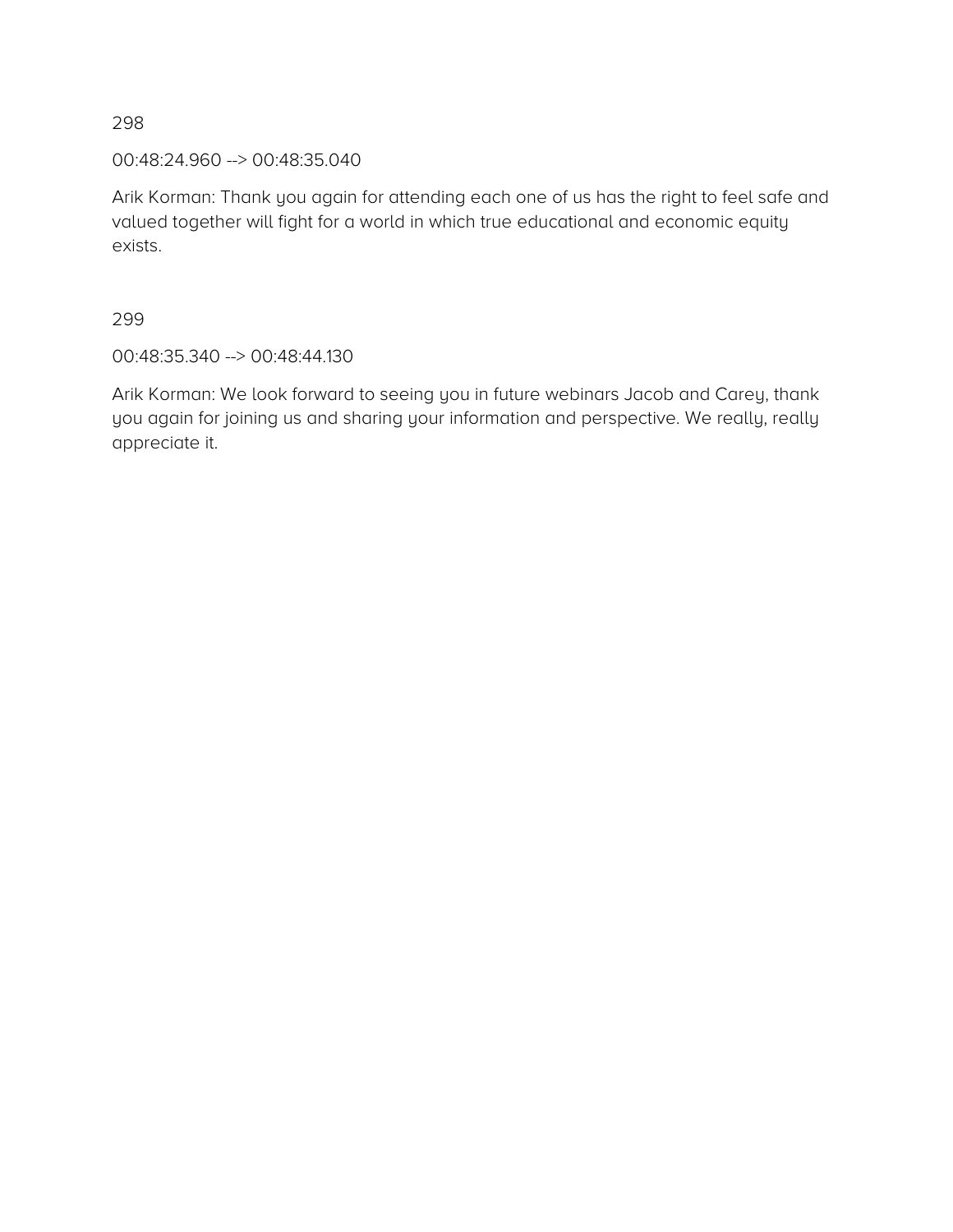298

00:48:24.960 --> 00:48:35.040

Arik Korman: Thank you again for attending each one of us has the right to feel safe and valued together will fight for a world in which true educational and economic equity exists.

299

00:48:35.340 --> 00:48:44.130

Arik Korman: We look forward to seeing you in future webinars Jacob and Carey, thank you again for joining us and sharing your information and perspective. We really, really appreciate it.